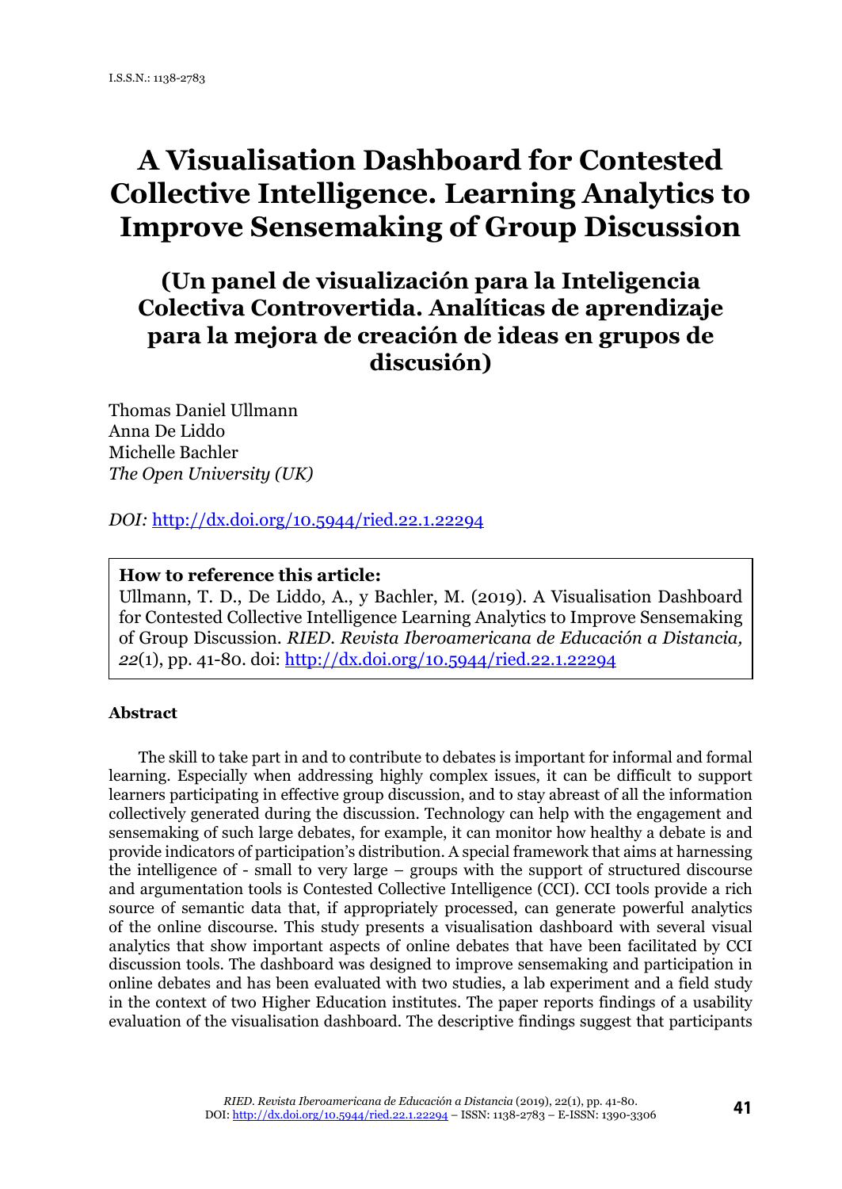I.S.S.N.: 1138-2783

# A Visualisation Dashboard for Contested Collective Intelligence. Learning Analytics to Improve Sensemaking of Group Discussion

## (Un panel de visualización para la Inteligencia Colectiva Controvertida. Analíticas de aprendizaje para la mejora de creación de ideas en grupos de discusión)

Thomas Daniel Ullmann
Anna De Liddo
Michelle Bachler
*The Open University (UK)*

*DOI:* http://dx.doi.org/10.5944/ried.22.1.22294

**How to reference this article:**
Ullmann, T. D., De Liddo, A., y Bachler, M. (2019). A Visualisation Dashboard for Contested Collective Intelligence Learning Analytics to Improve Sensemaking of Group Discussion. *RIED. Revista Iberoamericana de Educación a Distancia, 22*(1), pp. 41-80. doi: http://dx.doi.org/10.5944/ried.22.1.22294

**Abstract**

The skill to take part in and to contribute to debates is important for informal and formal learning. Especially when addressing highly complex issues, it can be difficult to support learners participating in effective group discussion, and to stay abreast of all the information collectively generated during the discussion. Technology can help with the engagement and sensemaking of such large debates, for example, it can monitor how healthy a debate is and provide indicators of participation's distribution. A special framework that aims at harnessing the intelligence of - small to very large – groups with the support of structured discourse and argumentation tools is Contested Collective Intelligence (CCI). CCI tools provide a rich source of semantic data that, if appropriately processed, can generate powerful analytics of the online discourse. This study presents a visualisation dashboard with several visual analytics that show important aspects of online debates that have been facilitated by CCI discussion tools. The dashboard was designed to improve sensemaking and participation in online debates and has been evaluated with two studies, a lab experiment and a field study in the context of two Higher Education institutes. The paper reports findings of a usability evaluation of the visualisation dashboard. The descriptive findings suggest that participants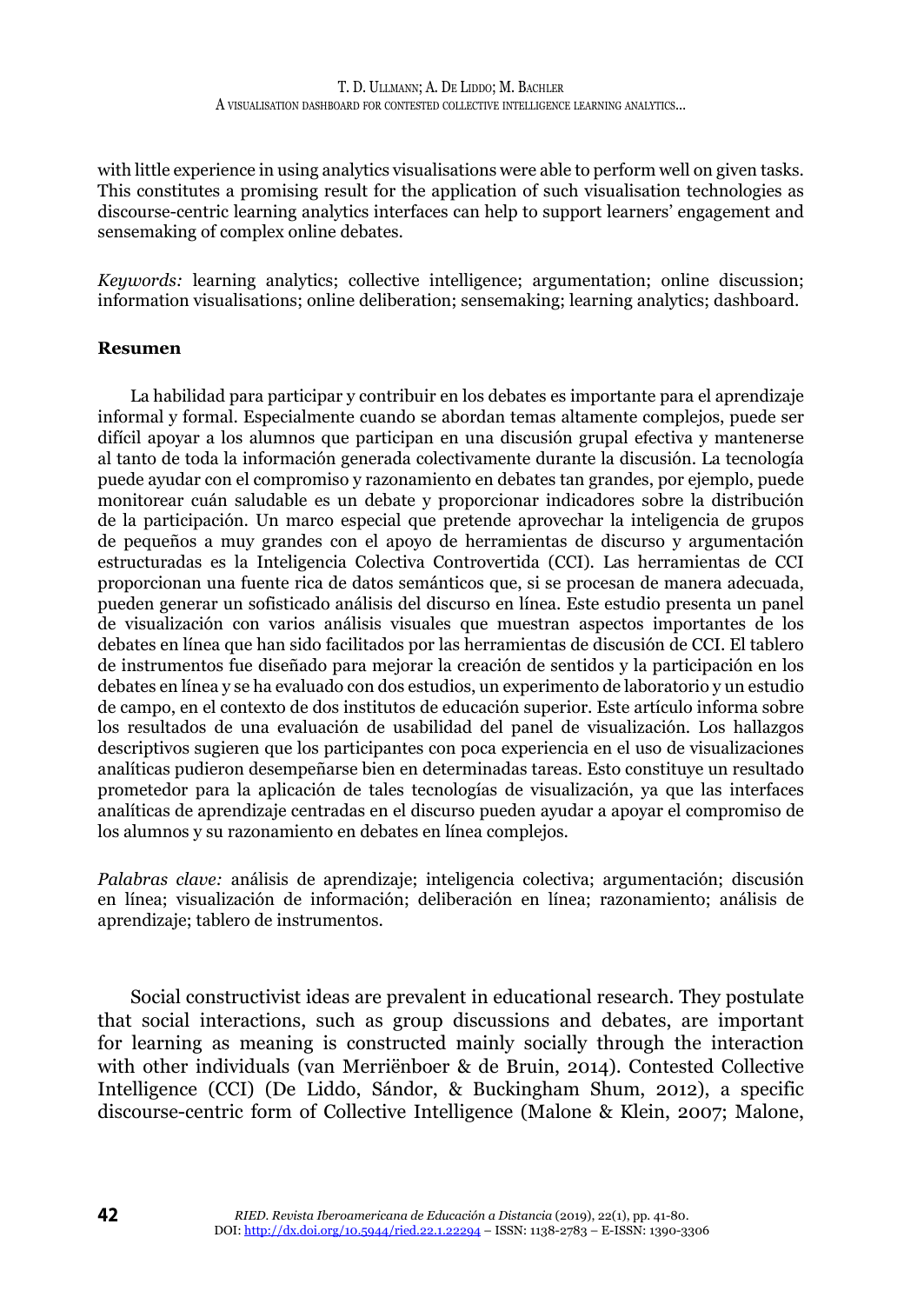with little experience in using analytics visualisations were able to perform well on given tasks. This constitutes a promising result for the application of such visualisation technologies as discourse-centric learning analytics interfaces can help to support learners' engagement and sensemaking of complex online debates.

*Keywords:* learning analytics; collective intelligence; argumentation; online discussion; information visualisations; online deliberation; sensemaking; learning analytics; dashboard.

**Resumen**

La habilidad para participar y contribuir en los debates es importante para el aprendizaje informal y formal. Especialmente cuando se abordan temas altamente complejos, puede ser difícil apoyar a los alumnos que participan en una discusión grupal efectiva y mantenerse al tanto de toda la información generada colectivamente durante la discusión. La tecnología puede ayudar con el compromiso y razonamiento en debates tan grandes, por ejemplo, puede monitorear cuán saludable es un debate y proporcionar indicadores sobre la distribución de la participación. Un marco especial que pretende aprovechar la inteligencia de grupos de pequeños a muy grandes con el apoyo de herramientas de discurso y argumentación estructuradas es la Inteligencia Colectiva Controvertida (CCI). Las herramientas de CCI proporcionan una fuente rica de datos semánticos que, si se procesan de manera adecuada, pueden generar un sofisticado análisis del discurso en línea. Este estudio presenta un panel de visualización con varios análisis visuales que muestran aspectos importantes de los debates en línea que han sido facilitados por las herramientas de discusión de CCI. El tablero de instrumentos fue diseñado para mejorar la creación de sentidos y la participación en los debates en línea y se ha evaluado con dos estudios, un experimento de laboratorio y un estudio de campo, en el contexto de dos institutos de educación superior. Este artículo informa sobre los resultados de una evaluación de usabilidad del panel de visualización. Los hallazgos descriptivos sugieren que los participantes con poca experiencia en el uso de visualizaciones analíticas pudieron desempeñarse bien en determinadas tareas. Esto constituye un resultado prometedor para la aplicación de tales tecnologías de visualización, ya que las interfaces analíticas de aprendizaje centradas en el discurso pueden ayudar a apoyar el compromiso de los alumnos y su razonamiento en debates en línea complejos.

*Palabras clave:* análisis de aprendizaje; inteligencia colectiva; argumentación; discusión en línea; visualización de información; deliberación en línea; razonamiento; análisis de aprendizaje; tablero de instrumentos.

Social constructivist ideas are prevalent in educational research. They postulate that social interactions, such as group discussions and debates, are important for learning as meaning is constructed mainly socially through the interaction with other individuals (van Merriënboer & de Bruin, 2014). Contested Collective Intelligence (CCI) (De Liddo, Sándor, & Buckingham Shum, 2012), a specific discourse-centric form of Collective Intelligence (Malone & Klein, 2007; Malone,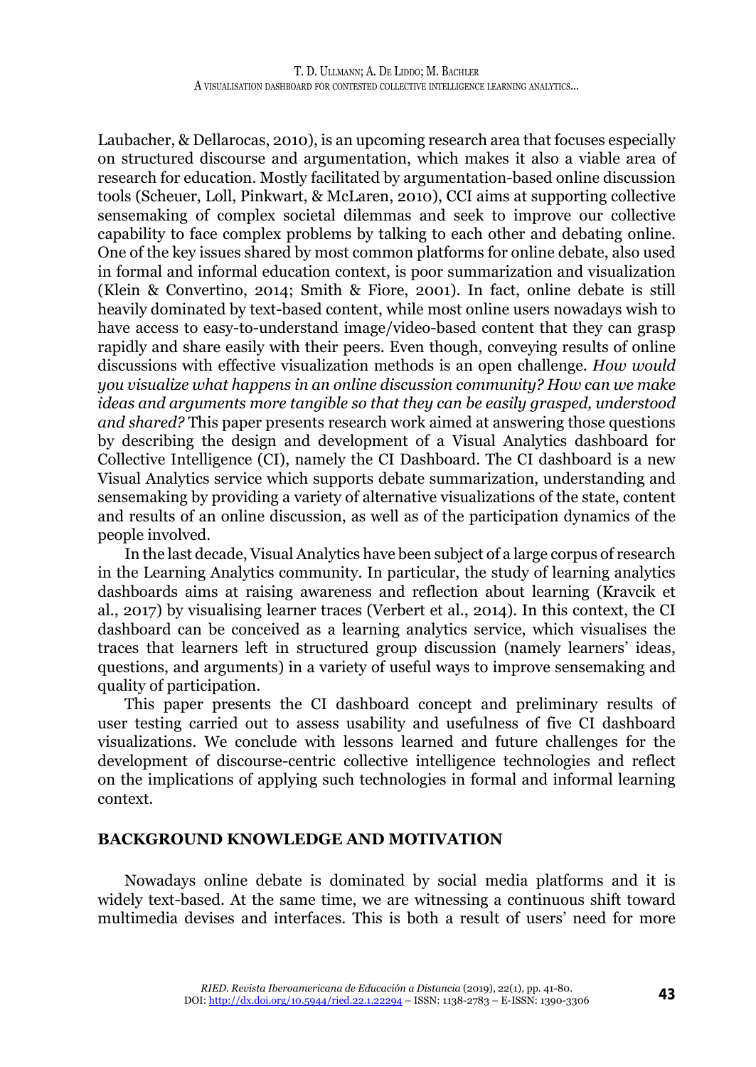Laubacher, & Dellarocas, 2010), is an upcoming research area that focuses especially on structured discourse and argumentation, which makes it also a viable area of research for education. Mostly facilitated by argumentation-based online discussion tools (Scheuer, Loll, Pinkwart, & McLaren, 2010), CCI aims at supporting collective sensemaking of complex societal dilemmas and seek to improve our collective capability to face complex problems by talking to each other and debating online. One of the key issues shared by most common platforms for online debate, also used in formal and informal education context, is poor summarization and visualization (Klein & Convertino, 2014; Smith & Fiore, 2001). In fact, online debate is still heavily dominated by text-based content, while most online users nowadays wish to have access to easy-to-understand image/video-based content that they can grasp rapidly and share easily with their peers. Even though, conveying results of online discussions with effective visualization methods is an open challenge. *How would you visualize what happens in an online discussion community? How can we make ideas and arguments more tangible so that they can be easily grasped, understood and shared?* This paper presents research work aimed at answering those questions by describing the design and development of a Visual Analytics dashboard for Collective Intelligence (CI), namely the CI Dashboard. The CI dashboard is a new Visual Analytics service which supports debate summarization, understanding and sensemaking by providing a variety of alternative visualizations of the state, content and results of an online discussion, as well as of the participation dynamics of the people involved.

In the last decade, Visual Analytics have been subject of a large corpus of research in the Learning Analytics community. In particular, the study of learning analytics dashboards aims at raising awareness and reflection about learning (Kravcik et al., 2017) by visualising learner traces (Verbert et al., 2014). In this context, the CI dashboard can be conceived as a learning analytics service, which visualises the traces that learners left in structured group discussion (namely learners' ideas, questions, and arguments) in a variety of useful ways to improve sensemaking and quality of participation.

This paper presents the CI dashboard concept and preliminary results of user testing carried out to assess usability and usefulness of five CI dashboard visualizations. We conclude with lessons learned and future challenges for the development of discourse-centric collective intelligence technologies and reflect on the implications of applying such technologies in formal and informal learning context.

## BACKGROUND KNOWLEDGE AND MOTIVATION

Nowadays online debate is dominated by social media platforms and it is widely text-based. At the same time, we are witnessing a continuous shift toward multimedia devises and interfaces. This is both a result of users' need for more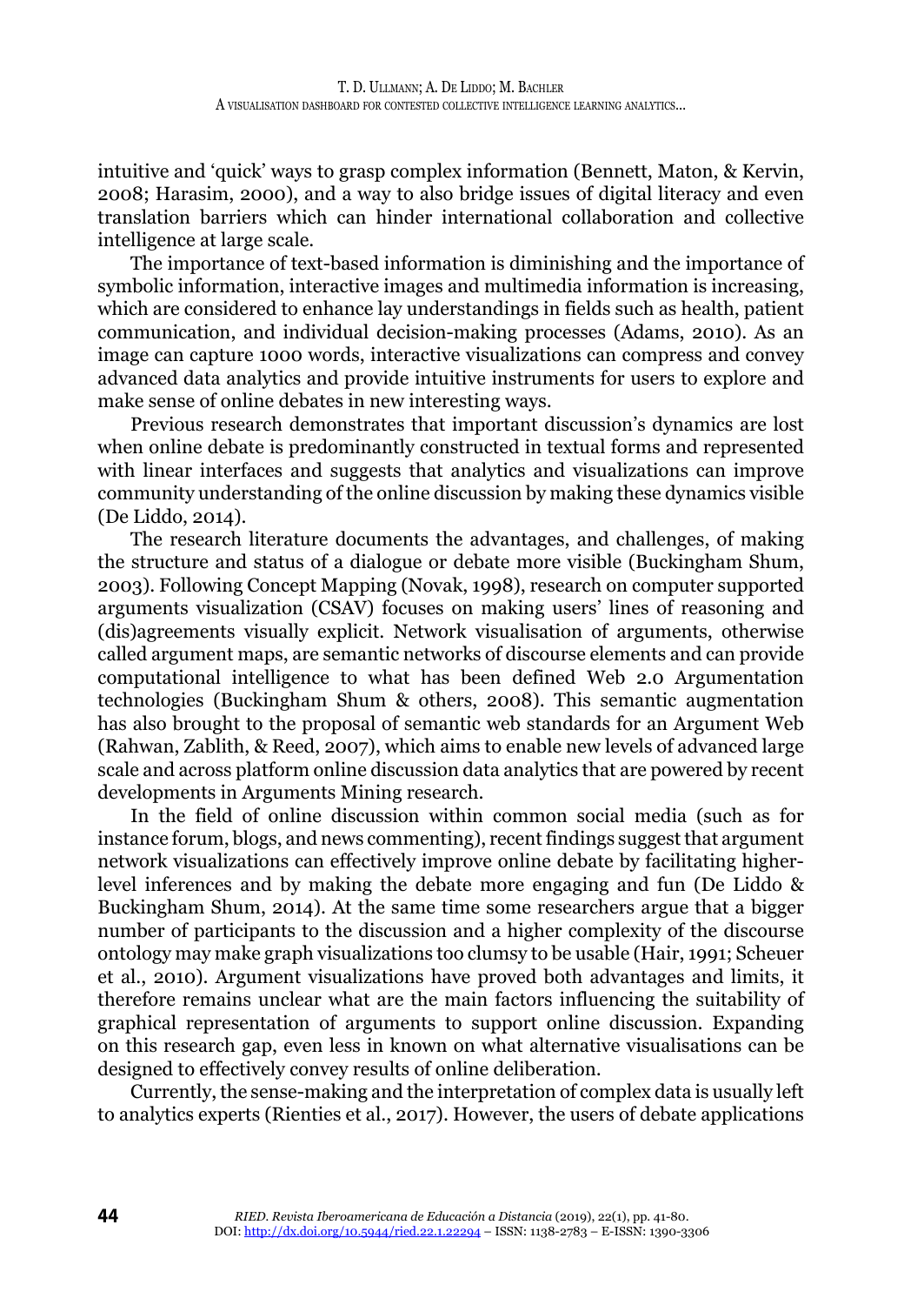intuitive and 'quick' ways to grasp complex information (Bennett, Maton, & Kervin, 2008; Harasim, 2000), and a way to also bridge issues of digital literacy and even translation barriers which can hinder international collaboration and collective intelligence at large scale.

The importance of text-based information is diminishing and the importance of symbolic information, interactive images and multimedia information is increasing, which are considered to enhance lay understandings in fields such as health, patient communication, and individual decision-making processes (Adams, 2010). As an image can capture 1000 words, interactive visualizations can compress and convey advanced data analytics and provide intuitive instruments for users to explore and make sense of online debates in new interesting ways.

Previous research demonstrates that important discussion's dynamics are lost when online debate is predominantly constructed in textual forms and represented with linear interfaces and suggests that analytics and visualizations can improve community understanding of the online discussion by making these dynamics visible (De Liddo, 2014).

The research literature documents the advantages, and challenges, of making the structure and status of a dialogue or debate more visible (Buckingham Shum, 2003). Following Concept Mapping (Novak, 1998), research on computer supported arguments visualization (CSAV) focuses on making users' lines of reasoning and (dis)agreements visually explicit. Network visualisation of arguments, otherwise called argument maps, are semantic networks of discourse elements and can provide computational intelligence to what has been defined Web 2.0 Argumentation technologies (Buckingham Shum & others, 2008). This semantic augmentation has also brought to the proposal of semantic web standards for an Argument Web (Rahwan, Zablith, & Reed, 2007), which aims to enable new levels of advanced large scale and across platform online discussion data analytics that are powered by recent developments in Arguments Mining research.

In the field of online discussion within common social media (such as for instance forum, blogs, and news commenting), recent findings suggest that argument network visualizations can effectively improve online debate by facilitating higher-level inferences and by making the debate more engaging and fun (De Liddo & Buckingham Shum, 2014). At the same time some researchers argue that a bigger number of participants to the discussion and a higher complexity of the discourse ontology may make graph visualizations too clumsy to be usable (Hair, 1991; Scheuer et al., 2010). Argument visualizations have proved both advantages and limits, it therefore remains unclear what are the main factors influencing the suitability of graphical representation of arguments to support online discussion. Expanding on this research gap, even less in known on what alternative visualisations can be designed to effectively convey results of online deliberation.

Currently, the sense-making and the interpretation of complex data is usually left to analytics experts (Rienties et al., 2017). However, the users of debate applications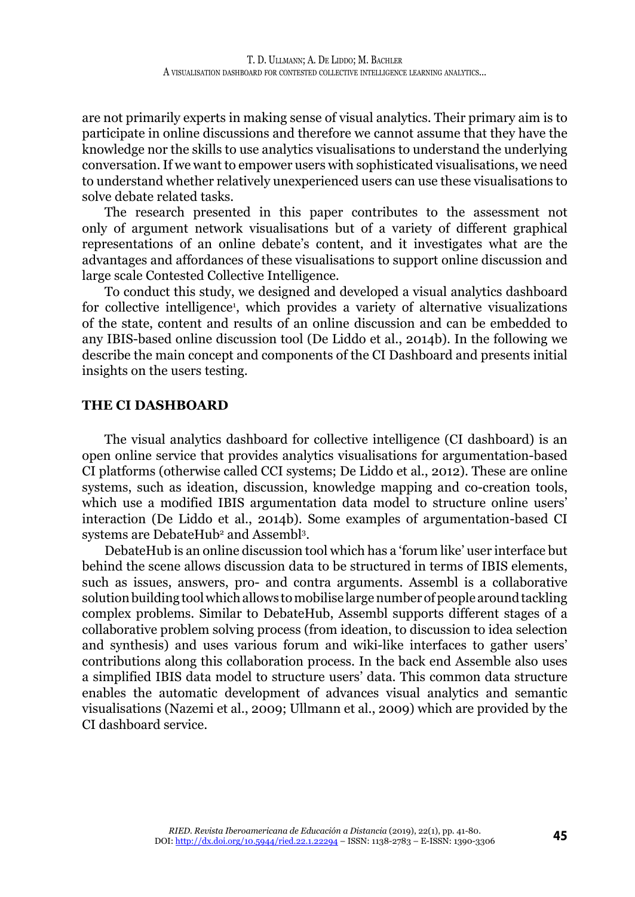are not primarily experts in making sense of visual analytics. Their primary aim is to participate in online discussions and therefore we cannot assume that they have the knowledge nor the skills to use analytics visualisations to understand the underlying conversation. If we want to empower users with sophisticated visualisations, we need to understand whether relatively unexperienced users can use these visualisations to solve debate related tasks.

The research presented in this paper contributes to the assessment not only of argument network visualisations but of a variety of different graphical representations of an online debate's content, and it investigates what are the advantages and affordances of these visualisations to support online discussion and large scale Contested Collective Intelligence.

To conduct this study, we designed and developed a visual analytics dashboard for collective intelligence[1], which provides a variety of alternative visualizations of the state, content and results of an online discussion and can be embedded to any IBIS-based online discussion tool (De Liddo et al., 2014b). In the following we describe the main concept and components of the CI Dashboard and presents initial insights on the users testing.

## THE CI DASHBOARD

The visual analytics dashboard for collective intelligence (CI dashboard) is an open online service that provides analytics visualisations for argumentation-based CI platforms (otherwise called CCI systems; De Liddo et al., 2012). These are online systems, such as ideation, discussion, knowledge mapping and co-creation tools, which use a modified IBIS argumentation data model to structure online users' interaction (De Liddo et al., 2014b). Some examples of argumentation-based CI systems are DebateHub[2] and Assembl[3].

DebateHub is an online discussion tool which has a 'forum like' user interface but behind the scene allows discussion data to be structured in terms of IBIS elements, such as issues, answers, pro- and contra arguments. Assembl is a collaborative solution building tool which allows to mobilise large number of people around tackling complex problems. Similar to DebateHub, Assembl supports different stages of a collaborative problem solving process (from ideation, to discussion to idea selection and synthesis) and uses various forum and wiki-like interfaces to gather users' contributions along this collaboration process. In the back end Assemble also uses a simplified IBIS data model to structure users' data. This common data structure enables the automatic development of advances visual analytics and semantic visualisations (Nazemi et al., 2009; Ullmann et al., 2009) which are provided by the CI dashboard service.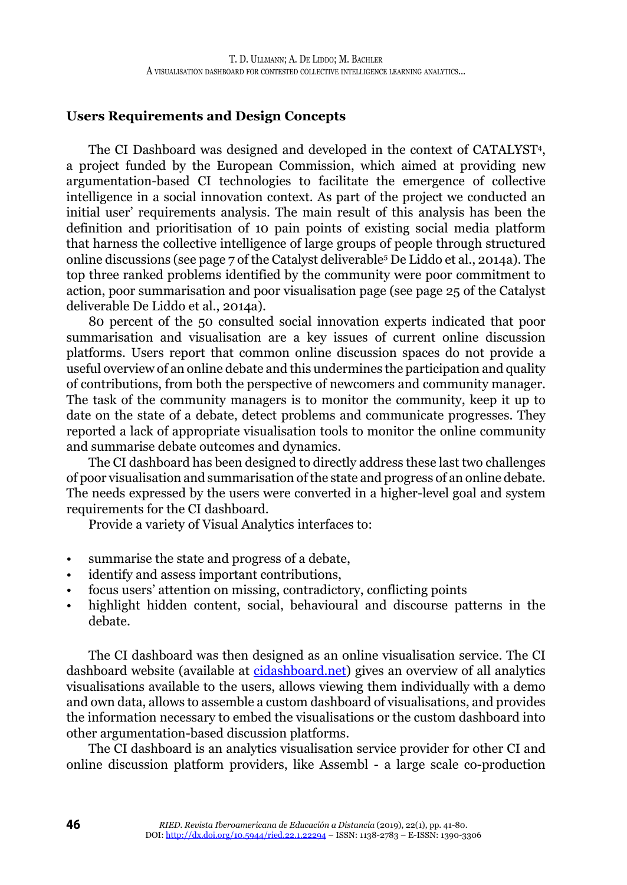## Users Requirements and Design Concepts

The CI Dashboard was designed and developed in the context of CATALYST[4], a project funded by the European Commission, which aimed at providing new argumentation-based CI technologies to facilitate the emergence of collective intelligence in a social innovation context. As part of the project we conducted an initial user' requirements analysis. The main result of this analysis has been the definition and prioritisation of 10 pain points of existing social media platform that harness the collective intelligence of large groups of people through structured online discussions (see page 7 of the Catalyst deliverable[5] De Liddo et al., 2014a). The top three ranked problems identified by the community were poor commitment to action, poor summarisation and poor visualisation page (see page 25 of the Catalyst deliverable De Liddo et al., 2014a).

80 percent of the 50 consulted social innovation experts indicated that poor summarisation and visualisation are a key issues of current online discussion platforms. Users report that common online discussion spaces do not provide a useful overview of an online debate and this undermines the participation and quality of contributions, from both the perspective of newcomers and community manager. The task of the community managers is to monitor the community, keep it up to date on the state of a debate, detect problems and communicate progresses. They reported a lack of appropriate visualisation tools to monitor the online community and summarise debate outcomes and dynamics.

The CI dashboard has been designed to directly address these last two challenges of poor visualisation and summarisation of the state and progress of an online debate. The needs expressed by the users were converted in a higher-level goal and system requirements for the CI dashboard.

Provide a variety of Visual Analytics interfaces to:

- summarise the state and progress of a debate,
- identify and assess important contributions,
- focus users' attention on missing, contradictory, conflicting points
- highlight hidden content, social, behavioural and discourse patterns in the debate.

The CI dashboard was then designed as an online visualisation service. The CI dashboard website (available at [cidashboard.net](cidashboard.net)) gives an overview of all analytics visualisations available to the users, allows viewing them individually with a demo and own data, allows to assemble a custom dashboard of visualisations, and provides the information necessary to embed the visualisations or the custom dashboard into other argumentation-based discussion platforms.

The CI dashboard is an analytics visualisation service provider for other CI and online discussion platform providers, like Assembl - a large scale co-production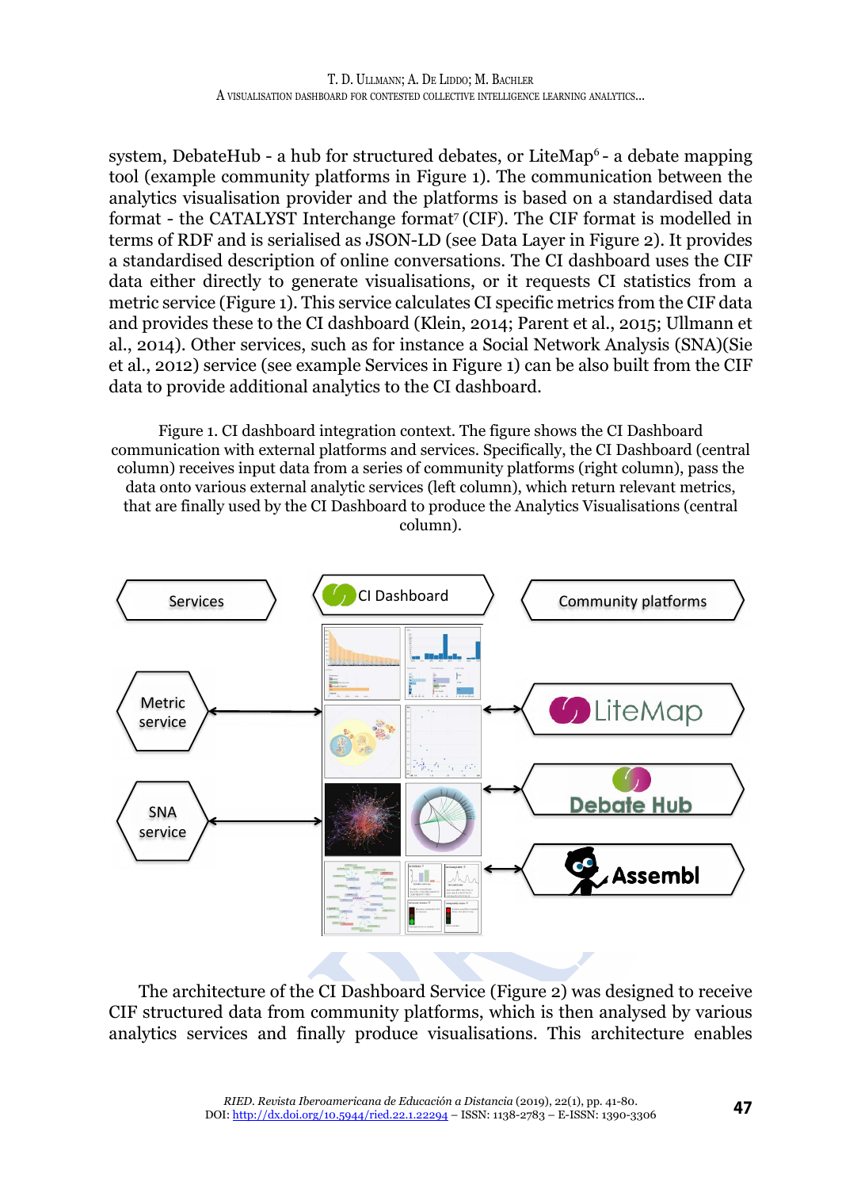system, DebateHub - a hub for structured debates, or LiteMap[6] - a debate mapping tool (example community platforms in Figure 1). The communication between the analytics visualisation provider and the platforms is based on a standardised data format - the CATALYST Interchange format[7] (CIF). The CIF format is modelled in terms of RDF and is serialised as JSON-LD (see Data Layer in Figure 2). It provides a standardised description of online conversations. The CI dashboard uses the CIF data either directly to generate visualisations, or it requests CI statistics from a metric service (Figure 1). This service calculates CI specific metrics from the CIF data and provides these to the CI dashboard (Klein, 2014; Parent et al., 2015; Ullmann et al., 2014). Other services, such as for instance a Social Network Analysis (SNA)(Sie et al., 2012) service (see example Services in Figure 1) can be also built from the CIF data to provide additional analytics to the CI dashboard.

Figure 1. CI dashboard integration context. The figure shows the CI Dashboard communication with external platforms and services. Specifically, the CI Dashboard (central column) receives input data from a series of community platforms (right column), pass the data onto various external analytic services (left column), which return relevant metrics, that are finally used by the CI Dashboard to produce the Analytics Visualisations (central column).

The architecture of the CI Dashboard Service (Figure 2) was designed to receive CIF structured data from community platforms, which is then analysed by various analytics services and finally produce visualisations. This architecture enables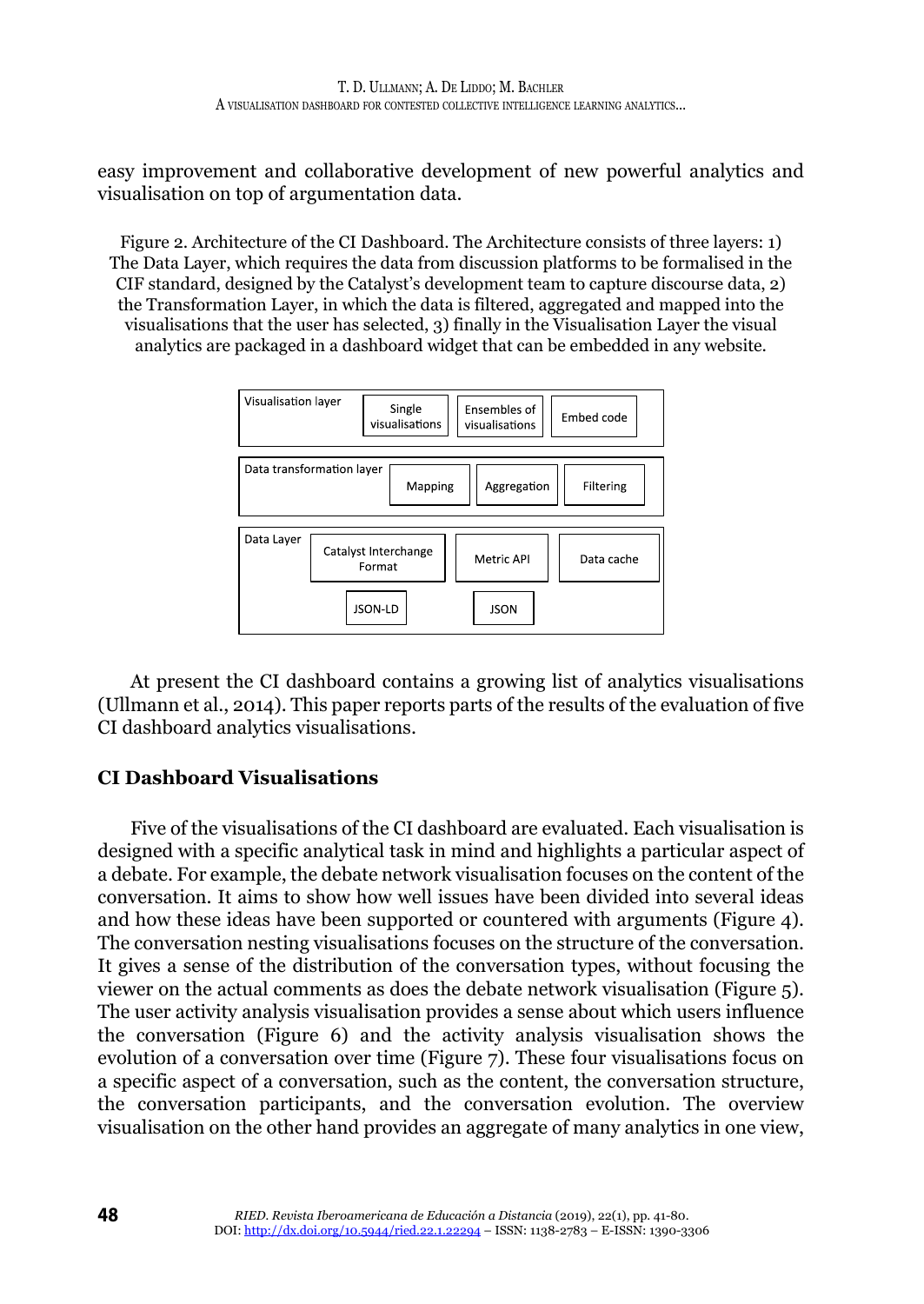easy improvement and collaborative development of new powerful analytics and visualisation on top of argumentation data.

Figure 2. Architecture of the CI Dashboard. The Architecture consists of three layers: 1) The Data Layer, which requires the data from discussion platforms to be formalised in the CIF standard, designed by the Catalyst's development team to capture discourse data, 2) the Transformation Layer, in which the data is filtered, aggregated and mapped into the visualisations that the user has selected, 3) finally in the Visualisation Layer the visual analytics are packaged in a dashboard widget that can be embedded in any website.

| Layer | Components | | |
|---|---|---|---|
| Visualisation layer | Single visualisations | Ensembles of visualisations | Embed code |
| Data transformation layer | Mapping | Aggregation | Filtering |
| Data Layer | Catalyst Interchange Format | Metric API | Data cache |
| | JSON-LD | JSON | |

At present the CI dashboard contains a growing list of analytics visualisations (Ullmann et al., 2014). This paper reports parts of the results of the evaluation of five CI dashboard analytics visualisations.

## CI Dashboard Visualisations

Five of the visualisations of the CI dashboard are evaluated. Each visualisation is designed with a specific analytical task in mind and highlights a particular aspect of a debate. For example, the debate network visualisation focuses on the content of the conversation. It aims to show how well issues have been divided into several ideas and how these ideas have been supported or countered with arguments (Figure 4). The conversation nesting visualisations focuses on the structure of the conversation. It gives a sense of the distribution of the conversation types, without focusing the viewer on the actual comments as does the debate network visualisation (Figure 5). The user activity analysis visualisation provides a sense about which users influence the conversation (Figure 6) and the activity analysis visualisation shows the evolution of a conversation over time (Figure 7). These four visualisations focus on a specific aspect of a conversation, such as the content, the conversation structure, the conversation participants, and the conversation evolution. The overview visualisation on the other hand provides an aggregate of many analytics in one view,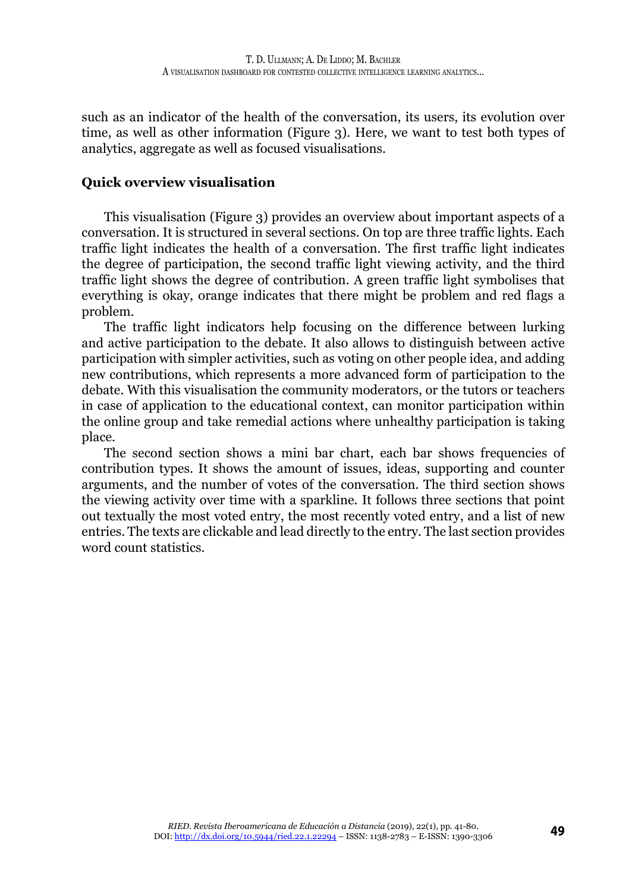such as an indicator of the health of the conversation, its users, its evolution over time, as well as other information (Figure 3). Here, we want to test both types of analytics, aggregate as well as focused visualisations.

## Quick overview visualisation

This visualisation (Figure 3) provides an overview about important aspects of a conversation. It is structured in several sections. On top are three traffic lights. Each traffic light indicates the health of a conversation. The first traffic light indicates the degree of participation, the second traffic light viewing activity, and the third traffic light shows the degree of contribution. A green traffic light symbolises that everything is okay, orange indicates that there might be problem and red flags a problem.

The traffic light indicators help focusing on the difference between lurking and active participation to the debate. It also allows to distinguish between active participation with simpler activities, such as voting on other people idea, and adding new contributions, which represents a more advanced form of participation to the debate. With this visualisation the community moderators, or the tutors or teachers in case of application to the educational context, can monitor participation within the online group and take remedial actions where unhealthy participation is taking place.

The second section shows a mini bar chart, each bar shows frequencies of contribution types. It shows the amount of issues, ideas, supporting and counter arguments, and the number of votes of the conversation. The third section shows the viewing activity over time with a sparkline. It follows three sections that point out textually the most voted entry, the most recently voted entry, and a list of new entries. The texts are clickable and lead directly to the entry. The last section provides word count statistics.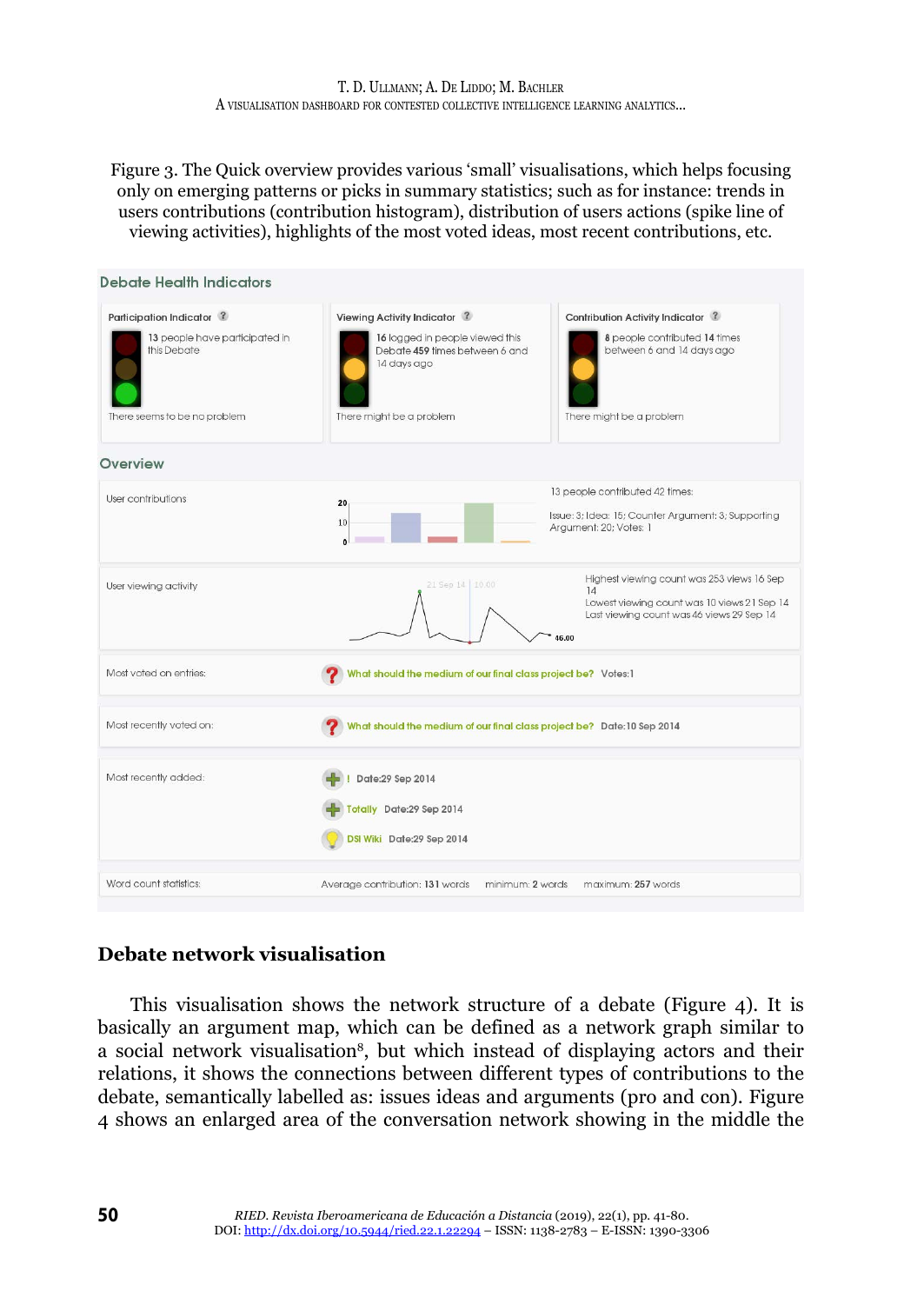Figure 3. The Quick overview provides various 'small' visualisations, which helps focusing only on emerging patterns or picks in summary statistics; such as for instance: trends in users contributions (contribution histogram), distribution of users actions (spike line of viewing activities), highlights of the most voted ideas, most recent contributions, etc.

Debate Health Indicators

Participation Indicator
13 people have participated in this Debate
There seems to be no problem

Viewing Activity Indicator
16 logged in people viewed this Debate 459 times between 6 and 14 days ago
There might be a problem

Contribution Activity Indicator
8 people contributed 14 times between 6 and 14 days ago
There might be a problem

Overview

| | |
|---|---|
| User contributions | 13 people contributed 42 times: Issue: 3; Idea: 15; Counter Argument: 3; Supporting Argument: 20; Votes: 1 |
| User viewing activity | Highest viewing count was 253 views 16 Sep 14. Lowest viewing count was 10 views 21 Sep 14. Last viewing count was 46 views 29 Sep 14 |
| Most voted on entries: | What should the medium of our final class project be? Votes:1 |
| Most recently voted on: | What should the medium of our final class project be? Date:10 Sep 2014 |
| Most recently added: | ! Date:29 Sep 2014; Totally Date:29 Sep 2014; DSI Wiki Date:29 Sep 2014 |
| Word count statistics: | Average contribution: 131 words; minimum: 2 words; maximum: 257 words |

## Debate network visualisation

This visualisation shows the network structure of a debate (Figure 4). It is basically an argument map, which can be defined as a network graph similar to a social network visualisation[8], but which instead of displaying actors and their relations, it shows the connections between different types of contributions to the debate, semantically labelled as: issues ideas and arguments (pro and con). Figure 4 shows an enlarged area of the conversation network showing in the middle the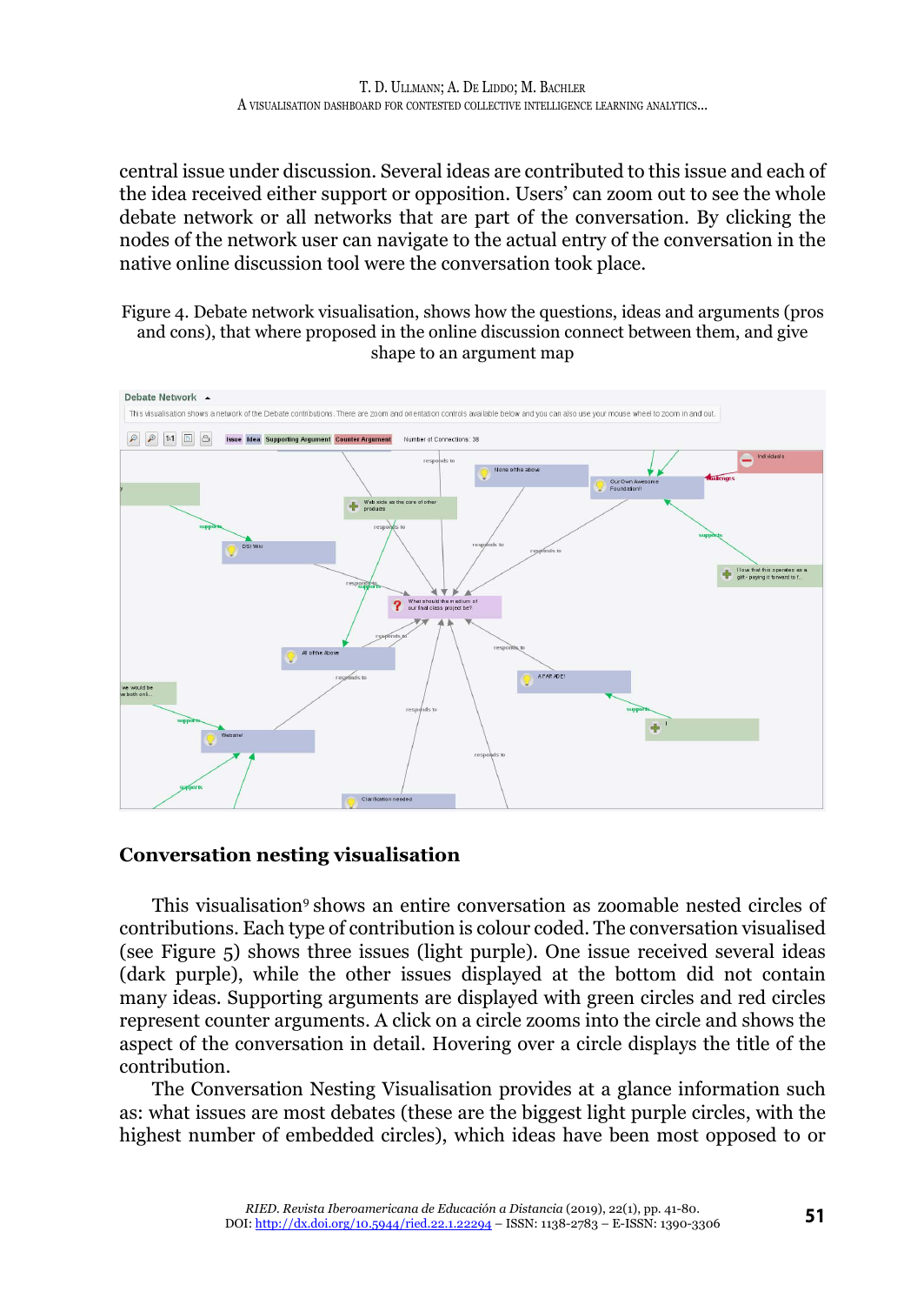central issue under discussion. Several ideas are contributed to this issue and each of the idea received either support or opposition. Users' can zoom out to see the whole debate network or all networks that are part of the conversation. By clicking the nodes of the network user can navigate to the actual entry of the conversation in the native online discussion tool were the conversation took place.

Figure 4. Debate network visualisation, shows how the questions, ideas and arguments (pros and cons), that where proposed in the online discussion connect between them, and give shape to an argument map

## Conversation nesting visualisation

This visualisation[9] shows an entire conversation as zoomable nested circles of contributions. Each type of contribution is colour coded. The conversation visualised (see Figure 5) shows three issues (light purple). One issue received several ideas (dark purple), while the other issues displayed at the bottom did not contain many ideas. Supporting arguments are displayed with green circles and red circles represent counter arguments. A click on a circle zooms into the circle and shows the aspect of the conversation in detail. Hovering over a circle displays the title of the contribution.

The Conversation Nesting Visualisation provides at a glance information such as: what issues are most debates (these are the biggest light purple circles, with the highest number of embedded circles), which ideas have been most opposed to or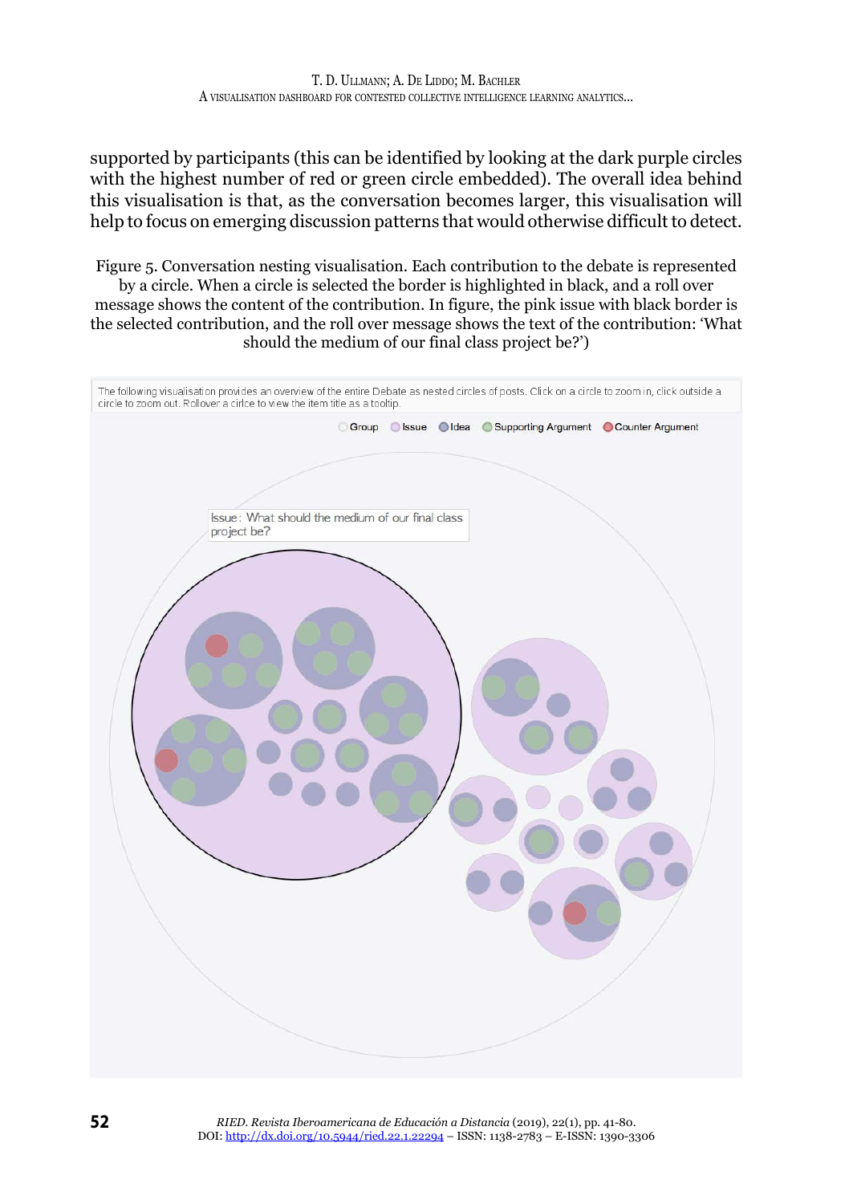supported by participants (this can be identified by looking at the dark purple circles with the highest number of red or green circle embedded). The overall idea behind this visualisation is that, as the conversation becomes larger, this visualisation will help to focus on emerging discussion patterns that would otherwise difficult to detect.

Figure 5. Conversation nesting visualisation. Each contribution to the debate is represented by a circle. When a circle is selected the border is highlighted in black, and a roll over message shows the content of the contribution. In figure, the pink issue with black border is the selected contribution, and the roll over message shows the text of the contribution: 'What should the medium of our final class project be?')

The following visualisation provides an overview of the entire Debate as nested circles of posts. Click on a circle to zoom in, click outside a circle to zoom out. Rollover a circle to view the item title as a tooltip.

Group · Issue · Idea · Supporting Argument · Counter Argument

Issue: What should the medium of our final class project be?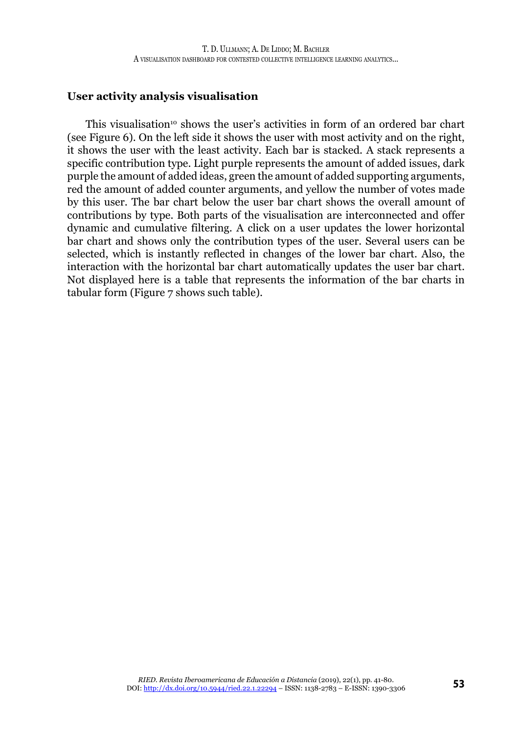## User activity analysis visualisation

This visualisation[10] shows the user's activities in form of an ordered bar chart (see Figure 6). On the left side it shows the user with most activity and on the right, it shows the user with the least activity. Each bar is stacked. A stack represents a specific contribution type. Light purple represents the amount of added issues, dark purple the amount of added ideas, green the amount of added supporting arguments, red the amount of added counter arguments, and yellow the number of votes made by this user. The bar chart below the user bar chart shows the overall amount of contributions by type. Both parts of the visualisation are interconnected and offer dynamic and cumulative filtering. A click on a user updates the lower horizontal bar chart and shows only the contribution types of the user. Several users can be selected, which is instantly reflected in changes of the lower bar chart. Also, the interaction with the horizontal bar chart automatically updates the user bar chart. Not displayed here is a table that represents the information of the bar charts in tabular form (Figure 7 shows such table).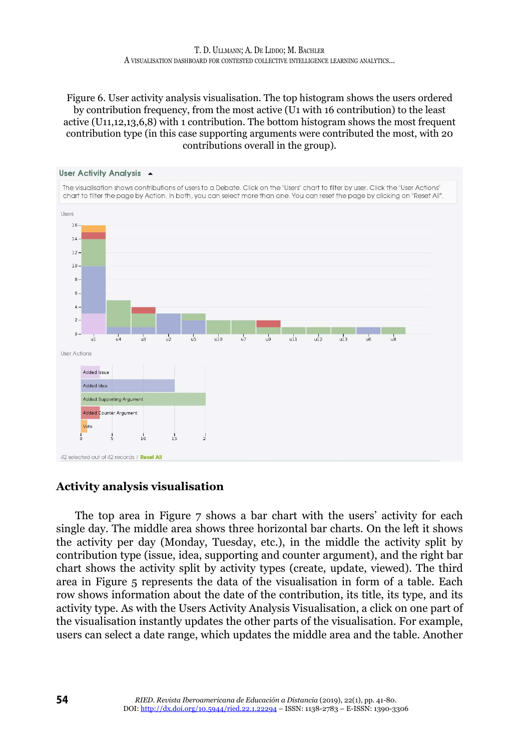Figure 6. User activity analysis visualisation. The top histogram shows the users ordered by contribution frequency, from the most active (U1 with 16 contribution) to the least active (U11,12,13,6,8) with 1 contribution. The bottom histogram shows the most frequent contribution type (in this case supporting arguments were contributed the most, with 20 contributions overall in the group).

User Activity Analysis

The visualisation shows contributions of users to a Debate. Click on the "Users" chart to filter by user. Click the "User Actions" chart to filter the page by Action. In both, you can select more than one. You can reset the page by clicking on "Reset All".

42 selected out of 42 records | Reset All

## Activity analysis visualisation

The top area in Figure 7 shows a bar chart with the users' activity for each single day. The middle area shows three horizontal bar charts. On the left it shows the activity per day (Monday, Tuesday, etc.), in the middle the activity split by contribution type (issue, idea, supporting and counter argument), and the right bar chart shows the activity split by activity types (create, update, viewed). The third area in Figure 5 represents the data of the visualisation in form of a table. Each row shows information about the date of the contribution, its title, its type, and its activity type. As with the Users Activity Analysis Visualisation, a click on one part of the visualisation instantly updates the other parts of the visualisation. For example, users can select a date range, which updates the middle area and the table. Another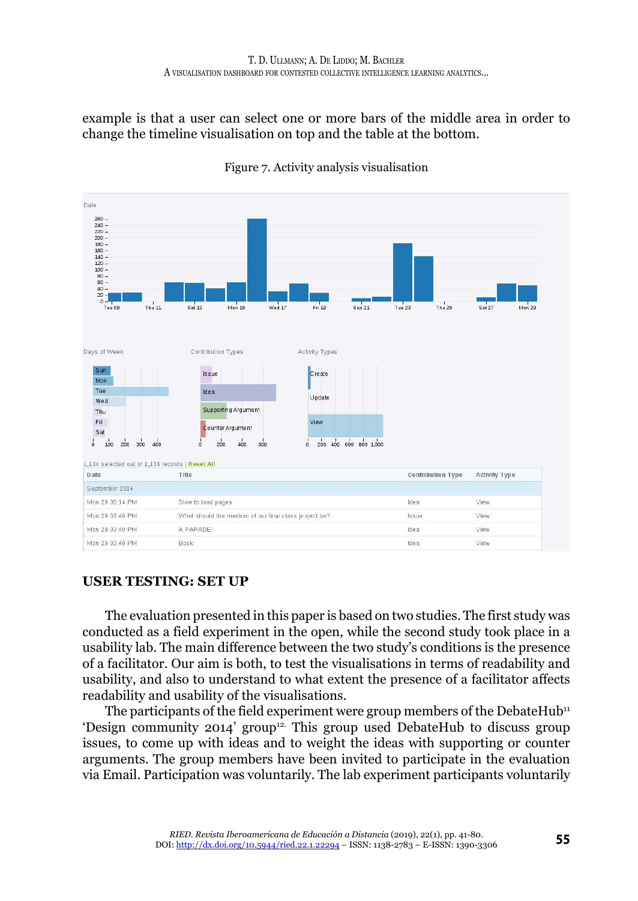example is that a user can select one or more bars of the middle area in order to change the timeline visualisation on top and the table at the bottom.

Figure 7. Activity analysis visualisation

## USER TESTING: SET UP

The evaluation presented in this paper is based on two studies. The first study was conducted as a field experiment in the open, while the second study took place in a usability lab. The main difference between the two study's conditions is the presence of a facilitator. Our aim is both, to test the visualisations in terms of readability and usability, and also to understand to what extent the presence of a facilitator affects readability and usability of the visualisations.

The participants of the field experiment were group members of the DebateHub[11] 'Design community 2014' group[12]. This group used DebateHub to discuss group issues, to come up with ideas and to weight the ideas with supporting or counter arguments. The group members have been invited to participate in the evaluation via Email. Participation was voluntarily. The lab experiment participants voluntarily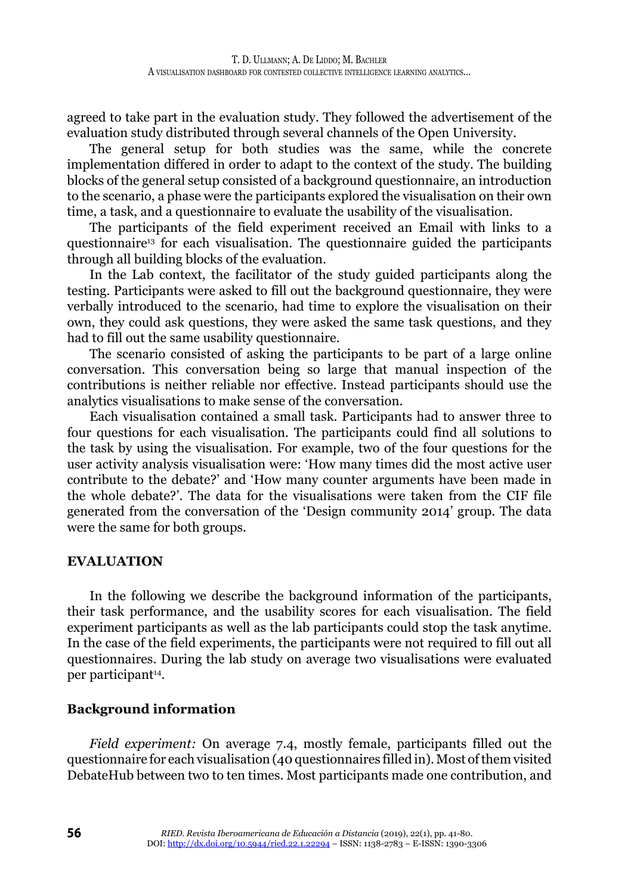agreed to take part in the evaluation study. They followed the advertisement of the evaluation study distributed through several channels of the Open University.

The general setup for both studies was the same, while the concrete implementation differed in order to adapt to the context of the study. The building blocks of the general setup consisted of a background questionnaire, an introduction to the scenario, a phase were the participants explored the visualisation on their own time, a task, and a questionnaire to evaluate the usability of the visualisation.

The participants of the field experiment received an Email with links to a questionnaire[13] for each visualisation. The questionnaire guided the participants through all building blocks of the evaluation.

In the Lab context, the facilitator of the study guided participants along the testing. Participants were asked to fill out the background questionnaire, they were verbally introduced to the scenario, had time to explore the visualisation on their own, they could ask questions, they were asked the same task questions, and they had to fill out the same usability questionnaire.

The scenario consisted of asking the participants to be part of a large online conversation. This conversation being so large that manual inspection of the contributions is neither reliable nor effective. Instead participants should use the analytics visualisations to make sense of the conversation.

Each visualisation contained a small task. Participants had to answer three to four questions for each visualisation. The participants could find all solutions to the task by using the visualisation. For example, two of the four questions for the user activity analysis visualisation were: 'How many times did the most active user contribute to the debate?' and 'How many counter arguments have been made in the whole debate?'. The data for the visualisations were taken from the CIF file generated from the conversation of the 'Design community 2014' group. The data were the same for both groups.

## EVALUATION

In the following we describe the background information of the participants, their task performance, and the usability scores for each visualisation. The field experiment participants as well as the lab participants could stop the task anytime. In the case of the field experiments, the participants were not required to fill out all questionnaires. During the lab study on average two visualisations were evaluated per participant[14].

### Background information

*Field experiment:* On average 7.4, mostly female, participants filled out the questionnaire for each visualisation (40 questionnaires filled in). Most of them visited DebateHub between two to ten times. Most participants made one contribution, and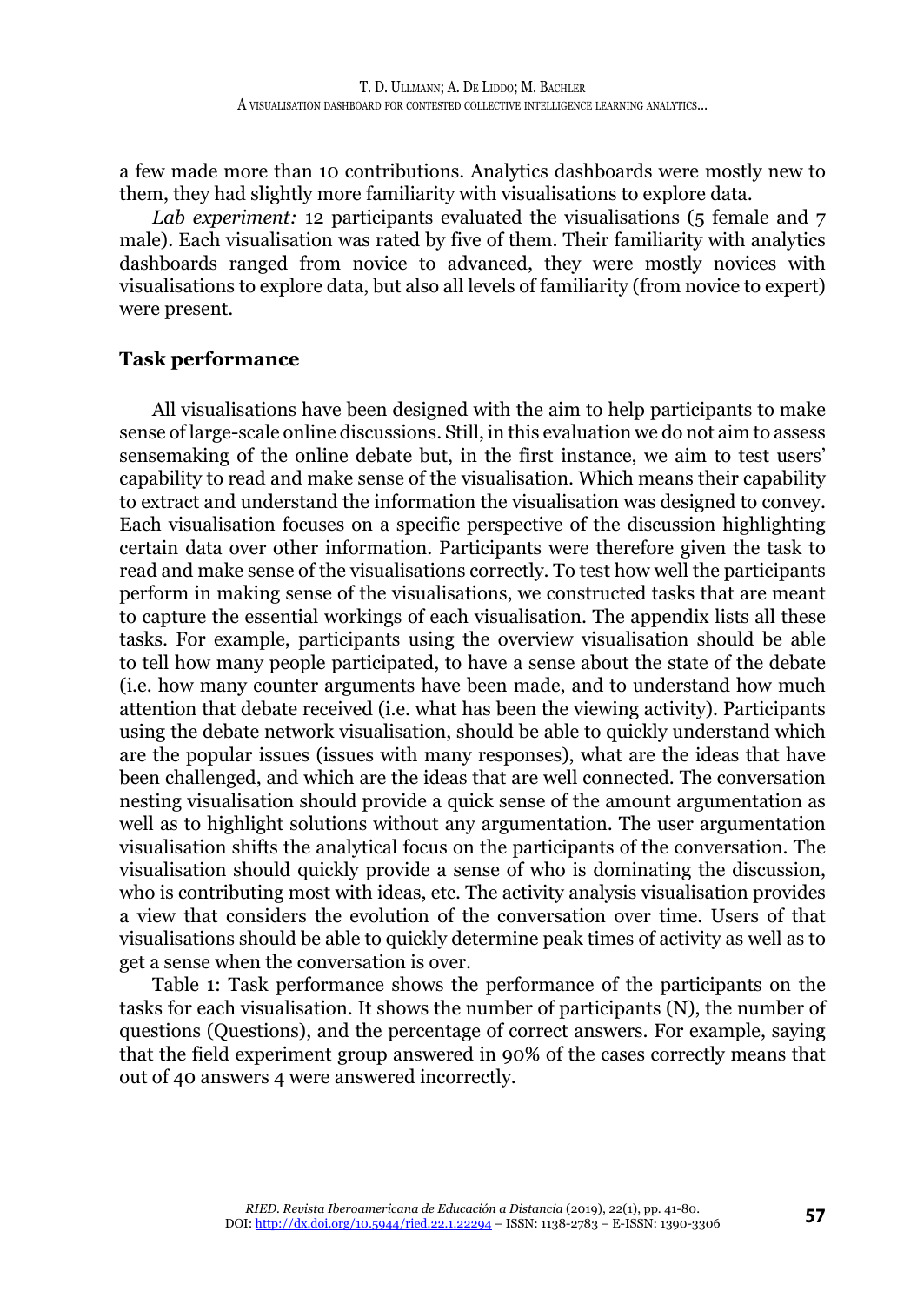a few made more than 10 contributions. Analytics dashboards were mostly new to them, they had slightly more familiarity with visualisations to explore data.

*Lab experiment:* 12 participants evaluated the visualisations (5 female and 7 male). Each visualisation was rated by five of them. Their familiarity with analytics dashboards ranged from novice to advanced, they were mostly novices with visualisations to explore data, but also all levels of familiarity (from novice to expert) were present.

### Task performance

All visualisations have been designed with the aim to help participants to make sense of large-scale online discussions. Still, in this evaluation we do not aim to assess sensemaking of the online debate but, in the first instance, we aim to test users' capability to read and make sense of the visualisation. Which means their capability to extract and understand the information the visualisation was designed to convey. Each visualisation focuses on a specific perspective of the discussion highlighting certain data over other information. Participants were therefore given the task to read and make sense of the visualisations correctly. To test how well the participants perform in making sense of the visualisations, we constructed tasks that are meant to capture the essential workings of each visualisation. The appendix lists all these tasks. For example, participants using the overview visualisation should be able to tell how many people participated, to have a sense about the state of the debate (i.e. how many counter arguments have been made, and to understand how much attention that debate received (i.e. what has been the viewing activity). Participants using the debate network visualisation, should be able to quickly understand which are the popular issues (issues with many responses), what are the ideas that have been challenged, and which are the ideas that are well connected. The conversation nesting visualisation should provide a quick sense of the amount argumentation as well as to highlight solutions without any argumentation. The user argumentation visualisation shifts the analytical focus on the participants of the conversation. The visualisation should quickly provide a sense of who is dominating the discussion, who is contributing most with ideas, etc. The activity analysis visualisation provides a view that considers the evolution of the conversation over time. Users of that visualisations should be able to quickly determine peak times of activity as well as to get a sense when the conversation is over.

Table 1: Task performance shows the performance of the participants on the tasks for each visualisation. It shows the number of participants (N), the number of questions (Questions), and the percentage of correct answers. For example, saying that the field experiment group answered in 90% of the cases correctly means that out of 40 answers 4 were answered incorrectly.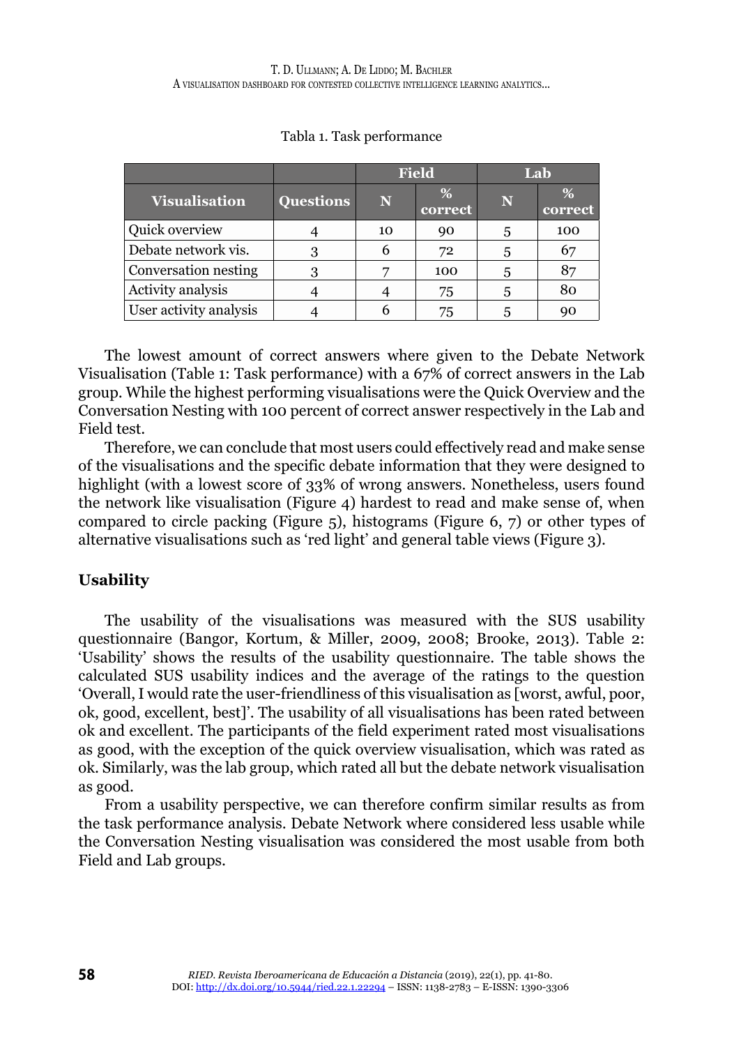Tabla 1. Task performance

| Visualisation | Questions | Field | | Lab | |
|---|---|---|---|---|---|
| | | N | % correct | N | % correct |
| Quick overview | 4 | 10 | 90 | 5 | 100 |
| Debate network vis. | 3 | 6 | 72 | 5 | 67 |
| Conversation nesting | 3 | 7 | 100 | 5 | 87 |
| Activity analysis | 4 | 4 | 75 | 5 | 80 |
| User activity analysis | 4 | 6 | 75 | 5 | 90 |

The lowest amount of correct answers where given to the Debate Network Visualisation (Table 1: Task performance) with a 67% of correct answers in the Lab group. While the highest performing visualisations were the Quick Overview and the Conversation Nesting with 100 percent of correct answer respectively in the Lab and Field test.

Therefore, we can conclude that most users could effectively read and make sense of the visualisations and the specific debate information that they were designed to highlight (with a lowest score of 33% of wrong answers. Nonetheless, users found the network like visualisation (Figure 4) hardest to read and make sense of, when compared to circle packing (Figure 5), histograms (Figure 6, 7) or other types of alternative visualisations such as 'red light' and general table views (Figure 3).

## Usability

The usability of the visualisations was measured with the SUS usability questionnaire (Bangor, Kortum, & Miller, 2009, 2008; Brooke, 2013). Table 2: 'Usability' shows the results of the usability questionnaire. The table shows the calculated SUS usability indices and the average of the ratings to the question 'Overall, I would rate the user-friendliness of this visualisation as [worst, awful, poor, ok, good, excellent, best]'. The usability of all visualisations has been rated between ok and excellent. The participants of the field experiment rated most visualisations as good, with the exception of the quick overview visualisation, which was rated as ok. Similarly, was the lab group, which rated all but the debate network visualisation as good.

From a usability perspective, we can therefore confirm similar results as from the task performance analysis. Debate Network where considered less usable while the Conversation Nesting visualisation was considered the most usable from both Field and Lab groups.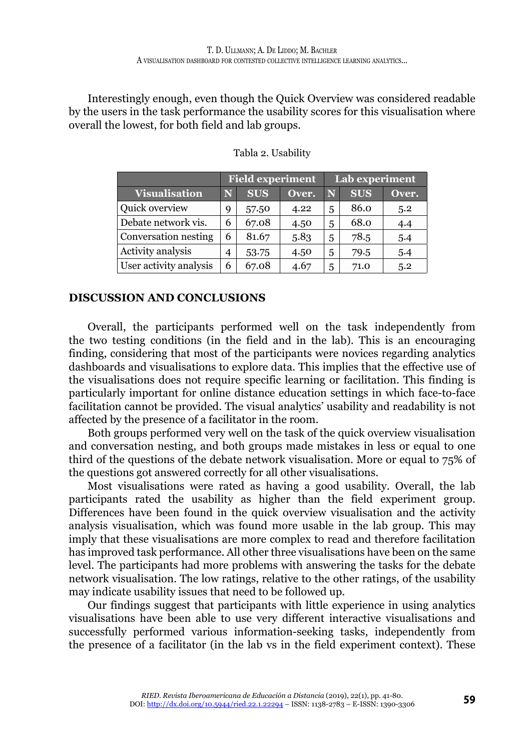Interestingly enough, even though the Quick Overview was considered readable by the users in the task performance the usability scores for this visualisation where overall the lowest, for both field and lab groups.

Tabla 2. Usability

| | Field experiment | | | Lab experiment | | |
|---|---|---|---|---|---|---|
| **Visualisation** | **N** | **SUS** | **Over.** | **N** | **SUS** | **Over.** |
| Quick overview | 9 | 57.50 | 4.22 | 5 | 86.0 | 5.2 |
| Debate network vis. | 6 | 67.08 | 4.50 | 5 | 68.0 | 4.4 |
| Conversation nesting | 6 | 81.67 | 5.83 | 5 | 78.5 | 5.4 |
| Activity analysis | 4 | 53.75 | 4.50 | 5 | 79.5 | 5.4 |
| User activity analysis | 6 | 67.08 | 4.67 | 5 | 71.0 | 5.2 |

## DISCUSSION AND CONCLUSIONS

Overall, the participants performed well on the task independently from the two testing conditions (in the field and in the lab). This is an encouraging finding, considering that most of the participants were novices regarding analytics dashboards and visualisations to explore data. This implies that the effective use of the visualisations does not require specific learning or facilitation. This finding is particularly important for online distance education settings in which face-to-face facilitation cannot be provided. The visual analytics' usability and readability is not affected by the presence of a facilitator in the room.

Both groups performed very well on the task of the quick overview visualisation and conversation nesting, and both groups made mistakes in less or equal to one third of the questions of the debate network visualisation. More or equal to 75% of the questions got answered correctly for all other visualisations.

Most visualisations were rated as having a good usability. Overall, the lab participants rated the usability as higher than the field experiment group. Differences have been found in the quick overview visualisation and the activity analysis visualisation, which was found more usable in the lab group. This may imply that these visualisations are more complex to read and therefore facilitation has improved task performance. All other three visualisations have been on the same level. The participants had more problems with answering the tasks for the debate network visualisation. The low ratings, relative to the other ratings, of the usability may indicate usability issues that need to be followed up.

Our findings suggest that participants with little experience in using analytics visualisations have been able to use very different interactive visualisations and successfully performed various information-seeking tasks, independently from the presence of a facilitator (in the lab vs in the field experiment context). These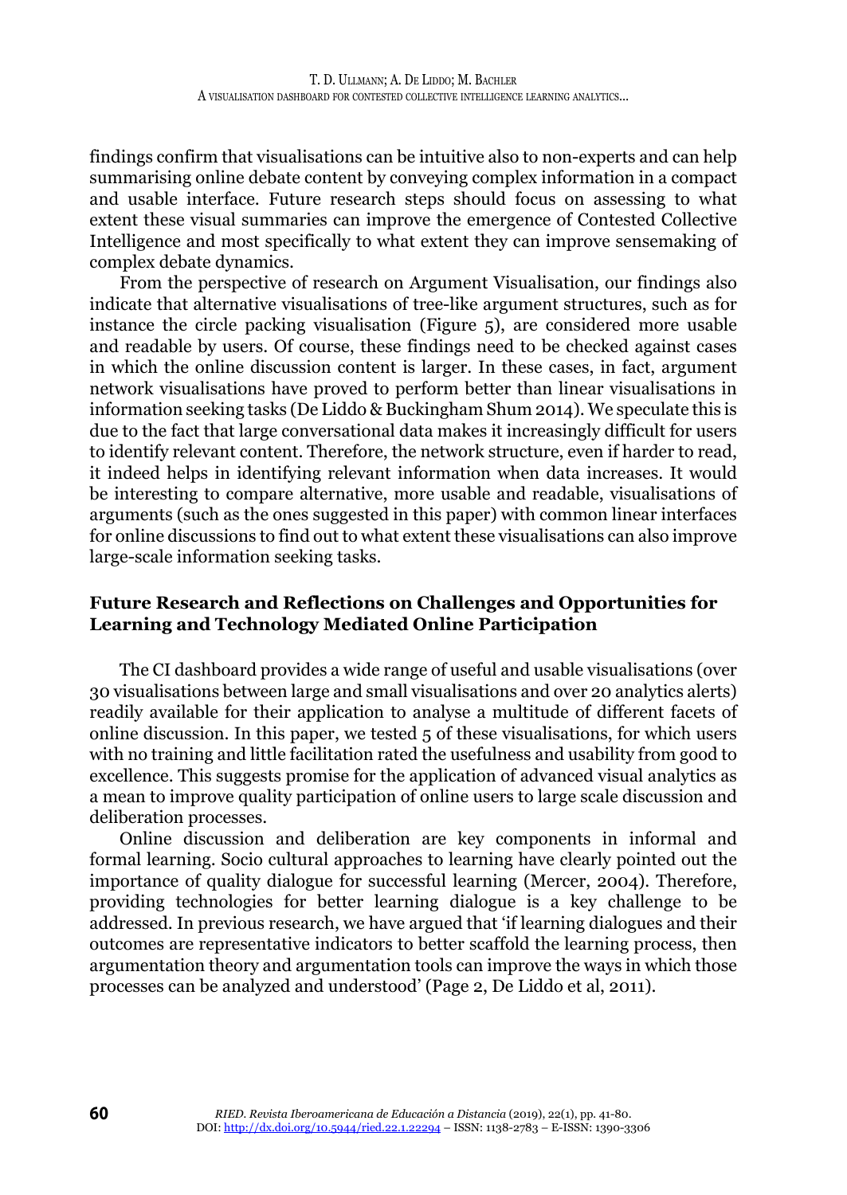findings confirm that visualisations can be intuitive also to non-experts and can help summarising online debate content by conveying complex information in a compact and usable interface. Future research steps should focus on assessing to what extent these visual summaries can improve the emergence of Contested Collective Intelligence and most specifically to what extent they can improve sensemaking of complex debate dynamics.

From the perspective of research on Argument Visualisation, our findings also indicate that alternative visualisations of tree-like argument structures, such as for instance the circle packing visualisation (Figure 5), are considered more usable and readable by users. Of course, these findings need to be checked against cases in which the online discussion content is larger. In these cases, in fact, argument network visualisations have proved to perform better than linear visualisations in information seeking tasks (De Liddo & Buckingham Shum 2014). We speculate this is due to the fact that large conversational data makes it increasingly difficult for users to identify relevant content. Therefore, the network structure, even if harder to read, it indeed helps in identifying relevant information when data increases. It would be interesting to compare alternative, more usable and readable, visualisations of arguments (such as the ones suggested in this paper) with common linear interfaces for online discussions to find out to what extent these visualisations can also improve large-scale information seeking tasks.

## Future Research and Reflections on Challenges and Opportunities for Learning and Technology Mediated Online Participation

The CI dashboard provides a wide range of useful and usable visualisations (over 30 visualisations between large and small visualisations and over 20 analytics alerts) readily available for their application to analyse a multitude of different facets of online discussion. In this paper, we tested 5 of these visualisations, for which users with no training and little facilitation rated the usefulness and usability from good to excellence. This suggests promise for the application of advanced visual analytics as a mean to improve quality participation of online users to large scale discussion and deliberation processes.

Online discussion and deliberation are key components in informal and formal learning. Socio cultural approaches to learning have clearly pointed out the importance of quality dialogue for successful learning (Mercer, 2004). Therefore, providing technologies for better learning dialogue is a key challenge to be addressed. In previous research, we have argued that 'if learning dialogues and their outcomes are representative indicators to better scaffold the learning process, then argumentation theory and argumentation tools can improve the ways in which those processes can be analyzed and understood' (Page 2, De Liddo et al, 2011).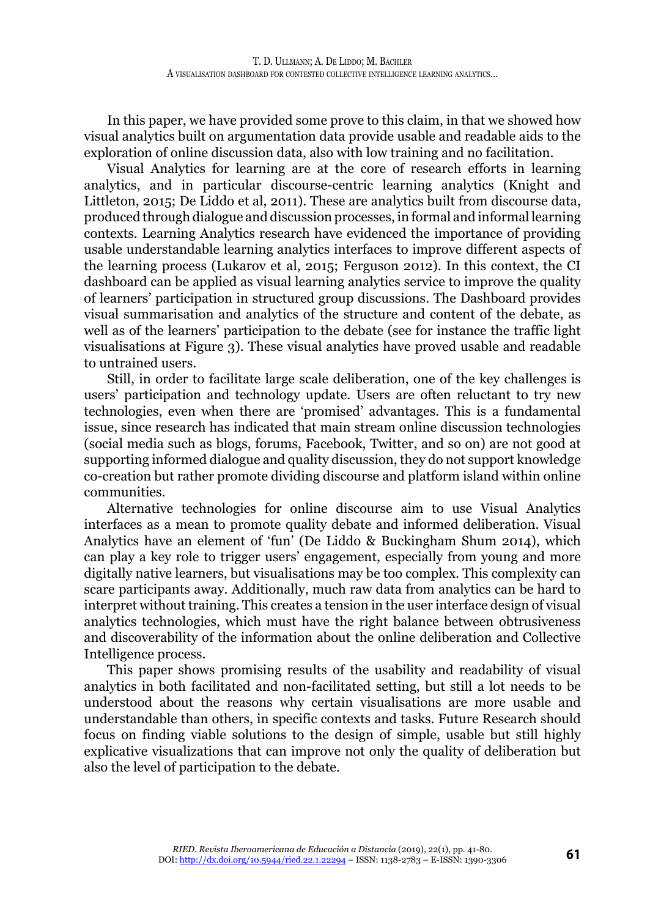In this paper, we have provided some prove to this claim, in that we showed how visual analytics built on argumentation data provide usable and readable aids to the exploration of online discussion data, also with low training and no facilitation.

Visual Analytics for learning are at the core of research efforts in learning analytics, and in particular discourse-centric learning analytics (Knight and Littleton, 2015; De Liddo et al, 2011). These are analytics built from discourse data, produced through dialogue and discussion processes, in formal and informal learning contexts. Learning Analytics research have evidenced the importance of providing usable understandable learning analytics interfaces to improve different aspects of the learning process (Lukarov et al, 2015; Ferguson 2012). In this context, the CI dashboard can be applied as visual learning analytics service to improve the quality of learners' participation in structured group discussions. The Dashboard provides visual summarisation and analytics of the structure and content of the debate, as well as of the learners' participation to the debate (see for instance the traffic light visualisations at Figure 3). These visual analytics have proved usable and readable to untrained users.

Still, in order to facilitate large scale deliberation, one of the key challenges is users' participation and technology update. Users are often reluctant to try new technologies, even when there are 'promised' advantages. This is a fundamental issue, since research has indicated that main stream online discussion technologies (social media such as blogs, forums, Facebook, Twitter, and so on) are not good at supporting informed dialogue and quality discussion, they do not support knowledge co-creation but rather promote dividing discourse and platform island within online communities.

Alternative technologies for online discourse aim to use Visual Analytics interfaces as a mean to promote quality debate and informed deliberation. Visual Analytics have an element of 'fun' (De Liddo & Buckingham Shum 2014), which can play a key role to trigger users' engagement, especially from young and more digitally native learners, but visualisations may be too complex. This complexity can scare participants away. Additionally, much raw data from analytics can be hard to interpret without training. This creates a tension in the user interface design of visual analytics technologies, which must have the right balance between obtrusiveness and discoverability of the information about the online deliberation and Collective Intelligence process.

This paper shows promising results of the usability and readability of visual analytics in both facilitated and non-facilitated setting, but still a lot needs to be understood about the reasons why certain visualisations are more usable and understandable than others, in specific contexts and tasks. Future Research should focus on finding viable solutions to the design of simple, usable but still highly explicative visualizations that can improve not only the quality of deliberation but also the level of participation to the debate.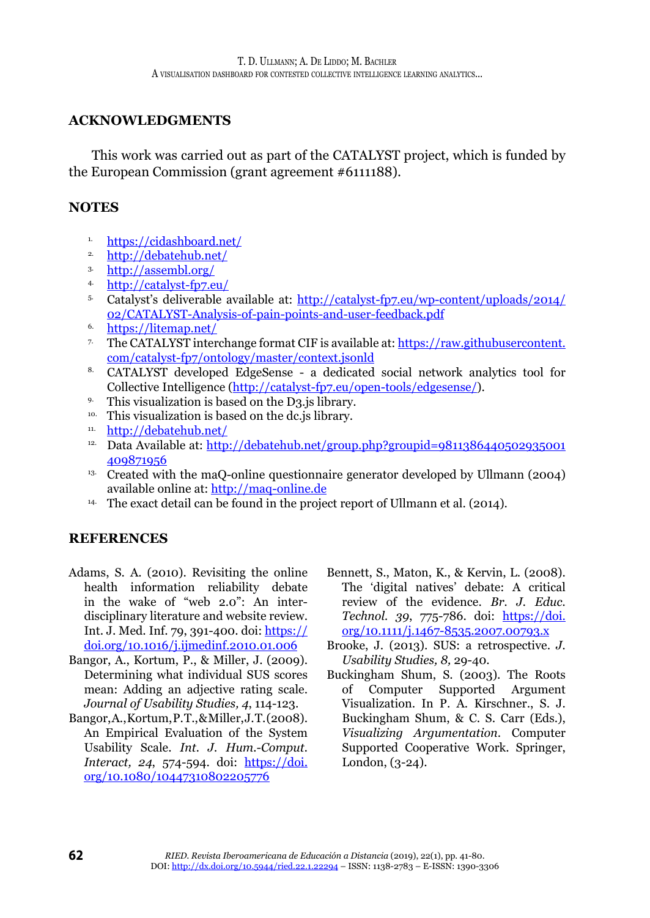## ACKNOWLEDGMENTS

This work was carried out as part of the CATALYST project, which is funded by the European Commission (grant agreement #6111188).

## NOTES

1. https://cidashboard.net/
2. http://debatehub.net/
3. http://assembl.org/
4. http://catalyst-fp7.eu/
5. Catalyst's deliverable available at: http://catalyst-fp7.eu/wp-content/uploads/2014/02/CATALYST-Analysis-of-pain-points-and-user-feedback.pdf
6. https://litemap.net/
7. The CATALYST interchange format CIF is available at: https://raw.githubusercontent.com/catalyst-fp7/ontology/master/context.jsonld
8. CATALYST developed EdgeSense - a dedicated social network analytics tool for Collective Intelligence (http://catalyst-fp7.eu/open-tools/edgesense/).
9. This visualization is based on the D3.js library.
10. This visualization is based on the dc.js library.
11. http://debatehub.net/
12. Data Available at: http://debatehub.net/group.php?groupid=9811386440502935001409871956
13. Created with the maQ-online questionnaire generator developed by Ullmann (2004) available online at: http://maq-online.de
14. The exact detail can be found in the project report of Ullmann et al. (2014).

## REFERENCES

Adams, S. A. (2010). Revisiting the online health information reliability debate in the wake of "web 2.0": An inter-disciplinary literature and website review. Int. J. Med. Inf. 79, 391-400. doi: https://doi.org/10.1016/j.ijmedinf.2010.01.006

Bangor, A., Kortum, P., & Miller, J. (2009). Determining what individual SUS scores mean: Adding an adjective rating scale. *Journal of Usability Studies, 4*, 114-123.

Bangor, A., Kortum, P. T., & Miller, J. T. (2008). An Empirical Evaluation of the System Usability Scale. *Int. J. Hum.-Comput. Interact, 24*, 574-594. doi: https://doi.org/10.1080/10447310802205776

Bennett, S., Maton, K., & Kervin, L. (2008). The 'digital natives' debate: A critical review of the evidence. *Br. J. Educ. Technol. 39*, 775-786. doi: https://doi.org/10.1111/j.1467-8535.2007.00793.x

Brooke, J. (2013). SUS: a retrospective. *J. Usability Studies, 8*, 29-40.

Buckingham Shum, S. (2003). The Roots of Computer Supported Argument Visualization. In P. A. Kirschner., S. J. Buckingham Shum, & C. S. Carr (Eds.), *Visualizing Argumentation*. Computer Supported Cooperative Work. Springer, London, (3-24).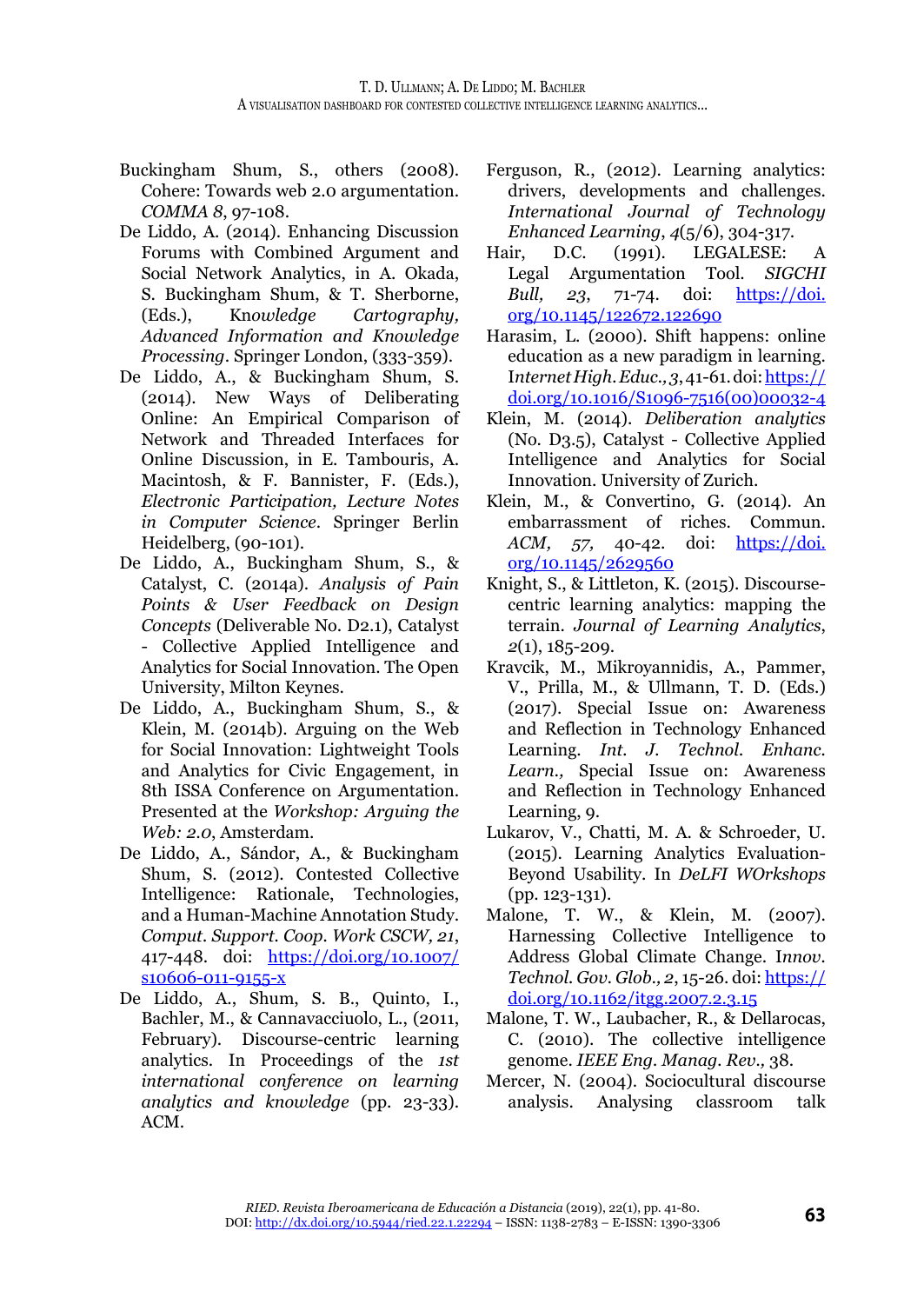Buckingham Shum, S., others (2008). Cohere: Towards web 2.0 argumentation. *COMMA 8*, 97-108.

De Liddo, A. (2014). Enhancing Discussion Forums with Combined Argument and Social Network Analytics, in A. Okada, S. Buckingham Shum, & T. Sherborne, (Eds.), *Knowledge Cartography, Advanced Information and Knowledge Processing*. Springer London, (333-359).

De Liddo, A., & Buckingham Shum, S. (2014). New Ways of Deliberating Online: An Empirical Comparison of Network and Threaded Interfaces for Online Discussion, in E. Tambouris, A. Macintosh, & F. Bannister, F. (Eds.), *Electronic Participation, Lecture Notes in Computer Science*. Springer Berlin Heidelberg, (90-101).

De Liddo, A., Buckingham Shum, S., & Catalyst, C. (2014a). *Analysis of Pain Points & User Feedback on Design Concepts* (Deliverable No. D2.1), Catalyst - Collective Applied Intelligence and Analytics for Social Innovation. The Open University, Milton Keynes.

De Liddo, A., Buckingham Shum, S., & Klein, M. (2014b). Arguing on the Web for Social Innovation: Lightweight Tools and Analytics for Civic Engagement, in 8th ISSA Conference on Argumentation. Presented at the *Workshop: Arguing the Web: 2.0*, Amsterdam.

De Liddo, A., Sándor, A., & Buckingham Shum, S. (2012). Contested Collective Intelligence: Rationale, Technologies, and a Human-Machine Annotation Study. *Comput. Support. Coop. Work CSCW, 21*, 417-448. doi: https://doi.org/10.1007/s10606-011-9155-x

De Liddo, A., Shum, S. B., Quinto, I., Bachler, M., & Cannavacciuolo, L., (2011, February). Discourse-centric learning analytics. In Proceedings of the *1st international conference on learning analytics and knowledge* (pp. 23-33). ACM.

Ferguson, R., (2012). Learning analytics: drivers, developments and challenges. *International Journal of Technology Enhanced Learning*, *4*(5/6), 304-317.

Hair, D.C. (1991). LEGALESE: A Legal Argumentation Tool. *SIGCHI Bull, 23*, 71-74. doi: https://doi.org/10.1145/122672.122690

Harasim, L. (2000). Shift happens: online education as a new paradigm in learning. *Internet High. Educ., 3*, 41-61. doi: https://doi.org/10.1016/S1096-7516(00)00032-4

Klein, M. (2014). *Deliberation analytics* (No. D3.5), Catalyst - Collective Applied Intelligence and Analytics for Social Innovation. University of Zurich.

Klein, M., & Convertino, G. (2014). An embarrassment of riches. *Commun. ACM, 57*, 40-42. doi: https://doi.org/10.1145/2629560

Knight, S., & Littleton, K. (2015). Discourse-centric learning analytics: mapping the terrain. *Journal of Learning Analytics*, *2*(1), 185-209.

Kravcik, M., Mikroyannidis, A., Pammer, V., Prilla, M., & Ullmann, T. D. (Eds.) (2017). Special Issue on: Awareness and Reflection in Technology Enhanced Learning. *Int. J. Technol. Enhanc. Learn.,* Special Issue on: Awareness and Reflection in Technology Enhanced Learning, 9.

Lukarov, V., Chatti, M. A. & Schroeder, U. (2015). Learning Analytics Evaluation-Beyond Usability. In *DeLFI WOrkshops* (pp. 123-131).

Malone, T. W., & Klein, M. (2007). Harnessing Collective Intelligence to Address Global Climate Change. *Innov. Technol. Gov. Glob., 2*, 15-26. doi: https://doi.org/10.1162/itgg.2007.2.3.15

Malone, T. W., Laubacher, R., & Dellarocas, C. (2010). The collective intelligence genome. *IEEE Eng. Manag. Rev.,* 38.

Mercer, N. (2004). Sociocultural discourse analysis. Analysing classroom talk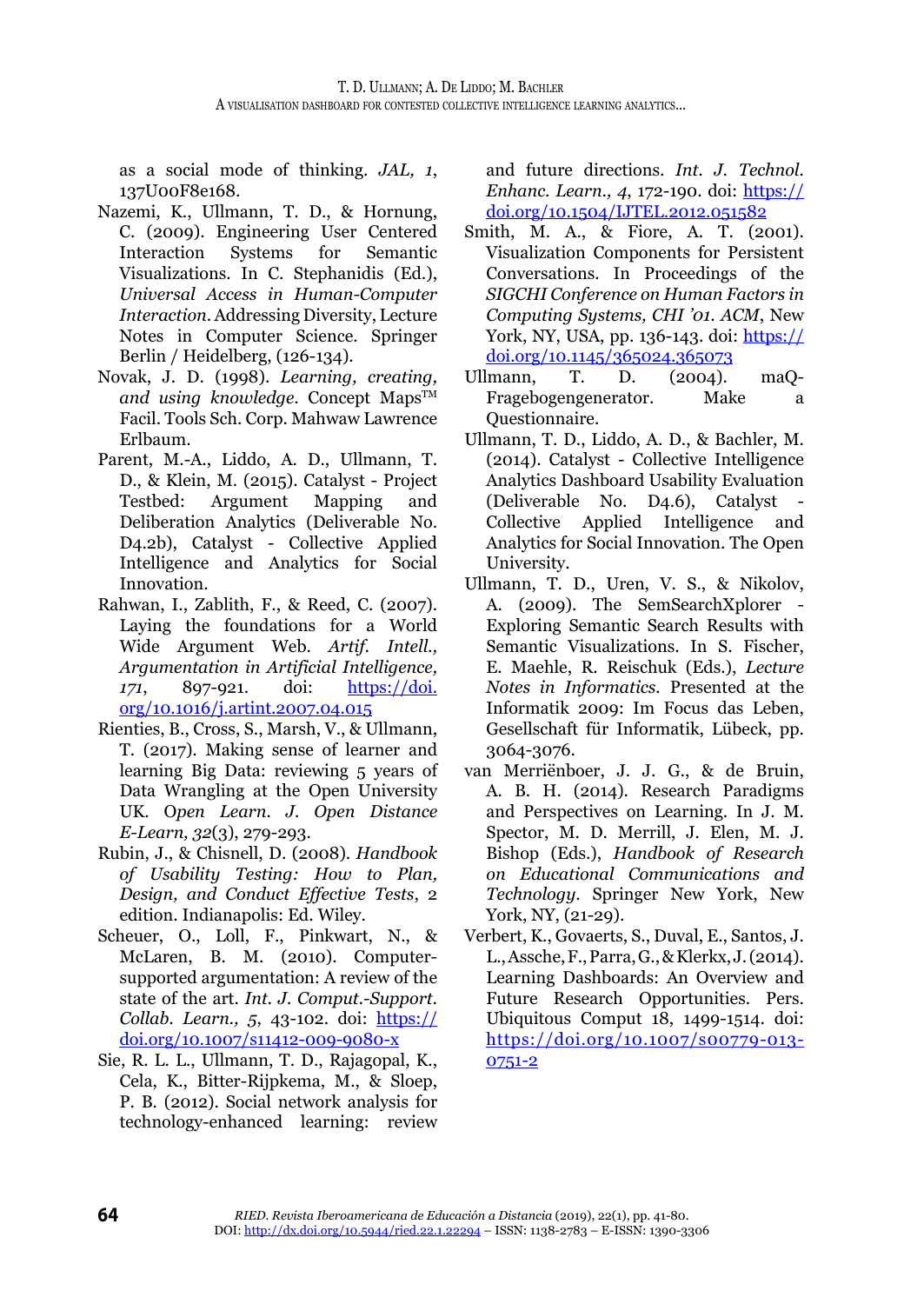as a social mode of thinking. *JAL, 1*, 137U00F8e168.

Nazemi, K., Ullmann, T. D., & Hornung, C. (2009). Engineering User Centered Interaction Systems for Semantic Visualizations. In C. Stephanidis (Ed.), *Universal Access in Human-Computer Interaction*. Addressing Diversity, Lecture Notes in Computer Science. Springer Berlin / Heidelberg, (126-134).

Novak, J. D. (1998). *Learning, creating, and using knowledge*. Concept Maps™ Facil. Tools Sch. Corp. Mahwaw Lawrence Erlbaum.

Parent, M.-A., Liddo, A. D., Ullmann, T. D., & Klein, M. (2015). Catalyst - Project Testbed: Argument Mapping and Deliberation Analytics (Deliverable No. D4.2b), Catalyst - Collective Applied Intelligence and Analytics for Social Innovation.

Rahwan, I., Zablith, F., & Reed, C. (2007). Laying the foundations for a World Wide Argument Web. *Artif. Intell., Argumentation in Artificial Intelligence, 171*, 897-921. doi: https://doi.org/10.1016/j.artint.2007.04.015

Rienties, B., Cross, S., Marsh, V., & Ullmann, T. (2017). Making sense of learner and learning Big Data: reviewing 5 years of Data Wrangling at the Open University UK. *Open Learn. J. Open Distance E-Learn, 32*(3), 279-293.

Rubin, J., & Chisnell, D. (2008). *Handbook of Usability Testing: How to Plan, Design, and Conduct Effective Tests*, 2 edition. Indianapolis: Ed. Wiley.

Scheuer, O., Loll, F., Pinkwart, N., & McLaren, B. M. (2010). Computer-supported argumentation: A review of the state of the art. *Int. J. Comput.-Support. Collab. Learn., 5*, 43-102. doi: https://doi.org/10.1007/s11412-009-9080-x

Sie, R. L. L., Ullmann, T. D., Rajagopal, K., Cela, K., Bitter-Rijpkema, M., & Sloep, P. B. (2012). Social network analysis for technology-enhanced learning: review and future directions. *Int. J. Technol. Enhanc. Learn., 4*, 172-190. doi: https://doi.org/10.1504/IJTEL.2012.051582

Smith, M. A., & Fiore, A. T. (2001). Visualization Components for Persistent Conversations. In Proceedings of the *SIGCHI Conference on Human Factors in Computing Systems, CHI '01. ACM*, New York, NY, USA, pp. 136-143. doi: https://doi.org/10.1145/365024.365073

Ullmann, T. D. (2004). maQ-Fragebogengenerator. Make a Questionnaire.

Ullmann, T. D., Liddo, A. D., & Bachler, M. (2014). Catalyst - Collective Intelligence Analytics Dashboard Usability Evaluation (Deliverable No. D4.6), Catalyst - Collective Applied Intelligence and Analytics for Social Innovation. The Open University.

Ullmann, T. D., Uren, V. S., & Nikolov, A. (2009). The SemSearchXplorer - Exploring Semantic Search Results with Semantic Visualizations. In S. Fischer, E. Maehle, R. Reischuk (Eds.), *Lecture Notes in Informatics*. Presented at the Informatik 2009: Im Focus das Leben, Gesellschaft für Informatik, Lübeck, pp. 3064-3076.

van Merriënboer, J. J. G., & de Bruin, A. B. H. (2014). Research Paradigms and Perspectives on Learning. In J. M. Spector, M. D. Merrill, J. Elen, M. J. Bishop (Eds.), *Handbook of Research on Educational Communications and Technology*. Springer New York, New York, NY, (21-29).

Verbert, K., Govaerts, S., Duval, E., Santos, J. L., Assche, F., Parra, G., & Klerkx, J. (2014). Learning Dashboards: An Overview and Future Research Opportunities. Pers. Ubiquitous Comput 18, 1499-1514. doi: https://doi.org/10.1007/s00779-013-0751-2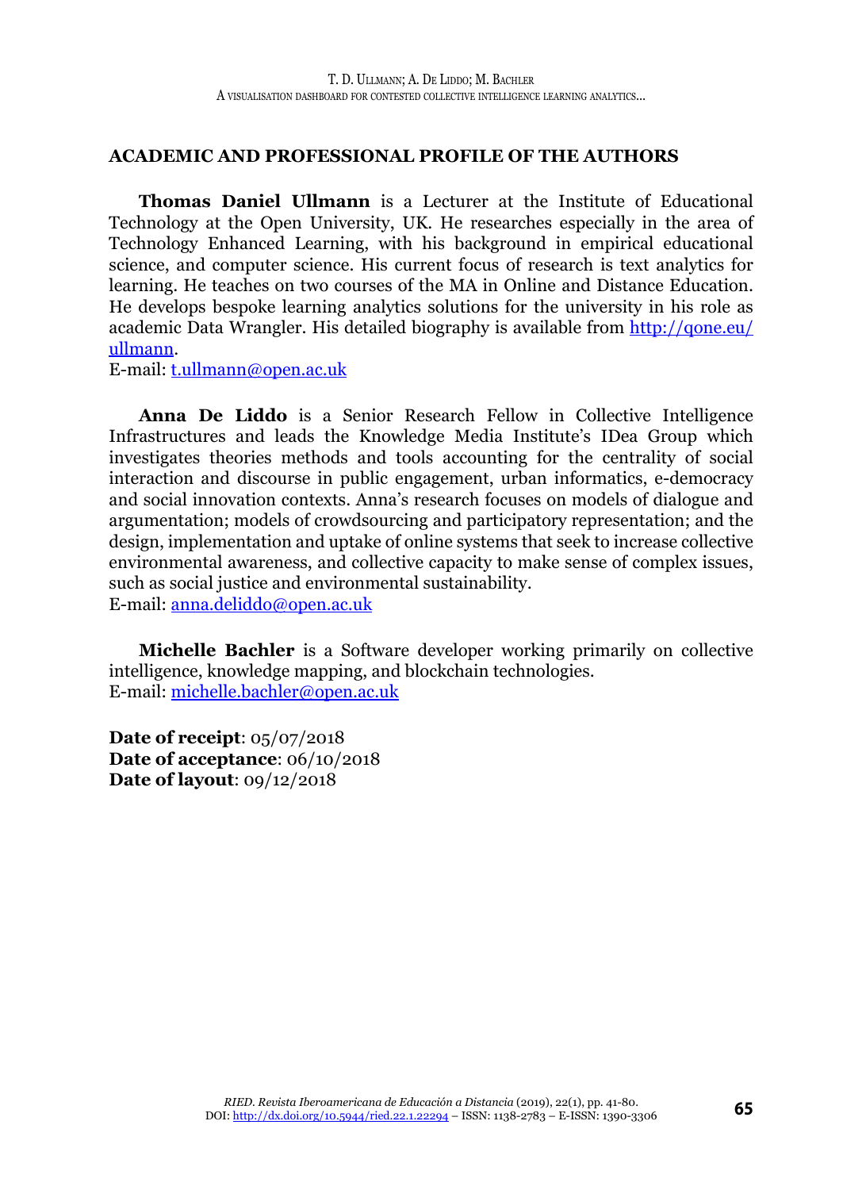## ACADEMIC AND PROFESSIONAL PROFILE OF THE AUTHORS

**Thomas Daniel Ullmann** is a Lecturer at the Institute of Educational Technology at the Open University, UK. He researches especially in the area of Technology Enhanced Learning, with his background in empirical educational science, and computer science. His current focus of research is text analytics for learning. He teaches on two courses of the MA in Online and Distance Education. He develops bespoke learning analytics solutions for the university in his role as academic Data Wrangler. His detailed biography is available from [http://qone.eu/ullmann](http://qone.eu/ullmann).
E-mail: [t.ullmann@open.ac.uk](mailto:t.ullmann@open.ac.uk)

**Anna De Liddo** is a Senior Research Fellow in Collective Intelligence Infrastructures and leads the Knowledge Media Institute's IDea Group which investigates theories methods and tools accounting for the centrality of social interaction and discourse in public engagement, urban informatics, e-democracy and social innovation contexts. Anna's research focuses on models of dialogue and argumentation; models of crowdsourcing and participatory representation; and the design, implementation and uptake of online systems that seek to increase collective environmental awareness, and collective capacity to make sense of complex issues, such as social justice and environmental sustainability.
E-mail: [anna.deliddo@open.ac.uk](mailto:anna.deliddo@open.ac.uk)

**Michelle Bachler** is a Software developer working primarily on collective intelligence, knowledge mapping, and blockchain technologies.
E-mail: [michelle.bachler@open.ac.uk](mailto:michelle.bachler@open.ac.uk)

**Date of receipt**: 05/07/2018
**Date of acceptance**: 06/10/2018
**Date of layout**: 09/12/2018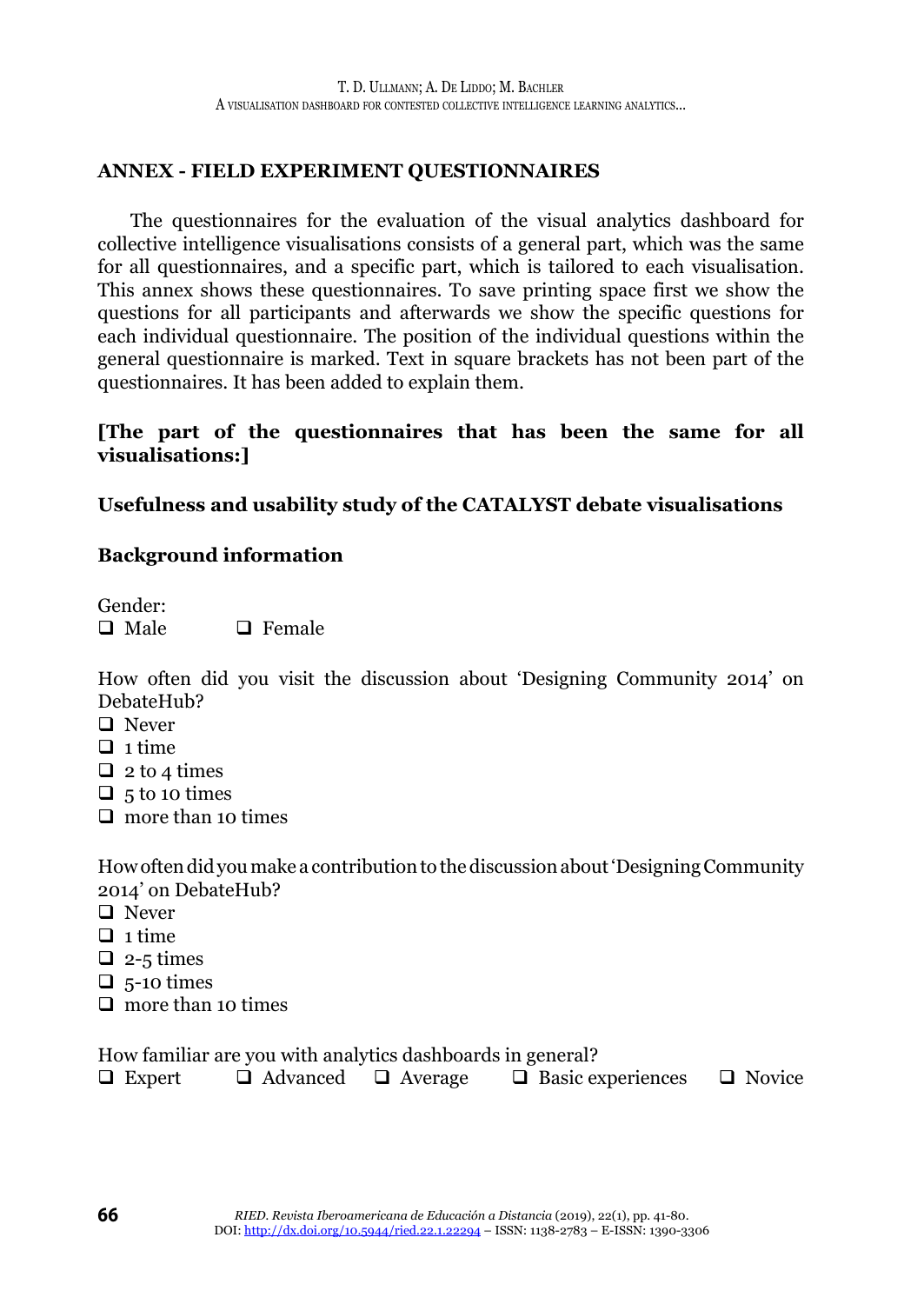## ANNEX - FIELD EXPERIMENT QUESTIONNAIRES

The questionnaires for the evaluation of the visual analytics dashboard for collective intelligence visualisations consists of a general part, which was the same for all questionnaires, and a specific part, which is tailored to each visualisation. This annex shows these questionnaires. To save printing space first we show the questions for all participants and afterwards we show the specific questions for each individual questionnaire. The position of the individual questions within the general questionnaire is marked. Text in square brackets has not been part of the questionnaires. It has been added to explain them.

**[The part of the questionnaires that has been the same for all visualisations:]**

### Usefulness and usability study of the CATALYST debate visualisations

### Background information

Gender:
- ❑ Male ❑ Female

How often did you visit the discussion about 'Designing Community 2014' on DebateHub?
- ❑ Never
- ❑ 1 time
- ❑ 2 to 4 times
- ❑ 5 to 10 times
- ❑ more than 10 times

How often did you make a contribution to the discussion about 'Designing Community 2014' on DebateHub?
- ❑ Never
- ❑ 1 time
- ❑ 2-5 times
- ❑ 5-10 times
- ❑ more than 10 times

How familiar are you with analytics dashboards in general?
- ❑ Expert ❑ Advanced ❑ Average ❑ Basic experiences ❑ Novice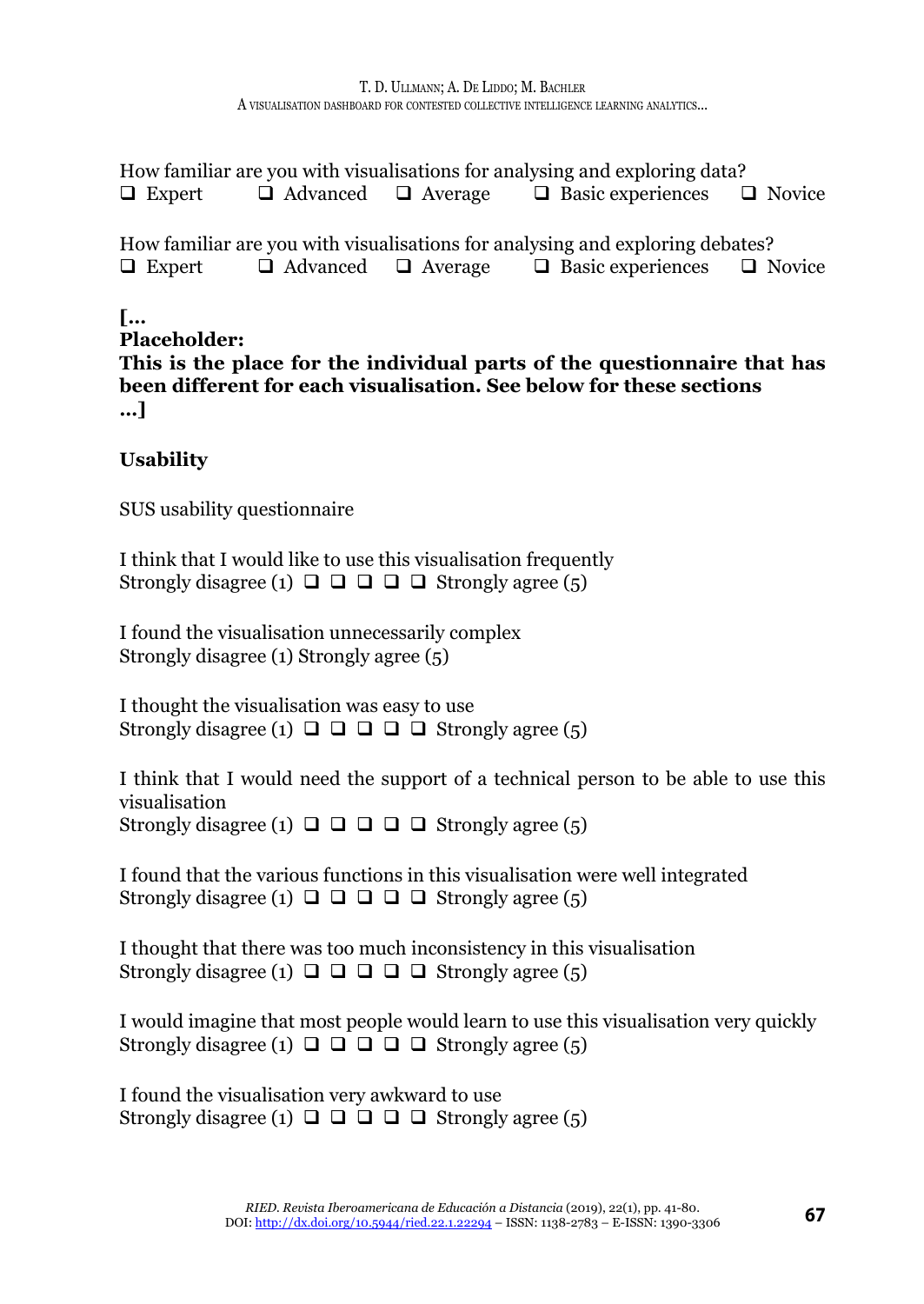How familiar are you with visualisations for analysing and exploring data?
❑ Expert ❑ Advanced ❑ Average ❑ Basic experiences ❑ Novice

How familiar are you with visualisations for analysing and exploring debates?
❑ Expert ❑ Advanced ❑ Average ❑ Basic experiences ❑ Novice

**[...**
**Placeholder:**
**This is the place for the individual parts of the questionnaire that has been different for each visualisation. See below for these sections**
**...]**

**Usability**

SUS usability questionnaire

I think that I would like to use this visualisation frequently
Strongly disagree (1) ❑ ❑ ❑ ❑ ❑ Strongly agree (5)

I found the visualisation unnecessarily complex
Strongly disagree (1) Strongly agree (5)

I thought the visualisation was easy to use
Strongly disagree (1) ❑ ❑ ❑ ❑ ❑ Strongly agree (5)

I think that I would need the support of a technical person to be able to use this visualisation
Strongly disagree (1) ❑ ❑ ❑ ❑ ❑ Strongly agree (5)

I found that the various functions in this visualisation were well integrated
Strongly disagree (1) ❑ ❑ ❑ ❑ ❑ Strongly agree (5)

I thought that there was too much inconsistency in this visualisation
Strongly disagree (1) ❑ ❑ ❑ ❑ ❑ Strongly agree (5)

I would imagine that most people would learn to use this visualisation very quickly
Strongly disagree (1) ❑ ❑ ❑ ❑ ❑ Strongly agree (5)

I found the visualisation very awkward to use
Strongly disagree (1) ❑ ❑ ❑ ❑ ❑ Strongly agree (5)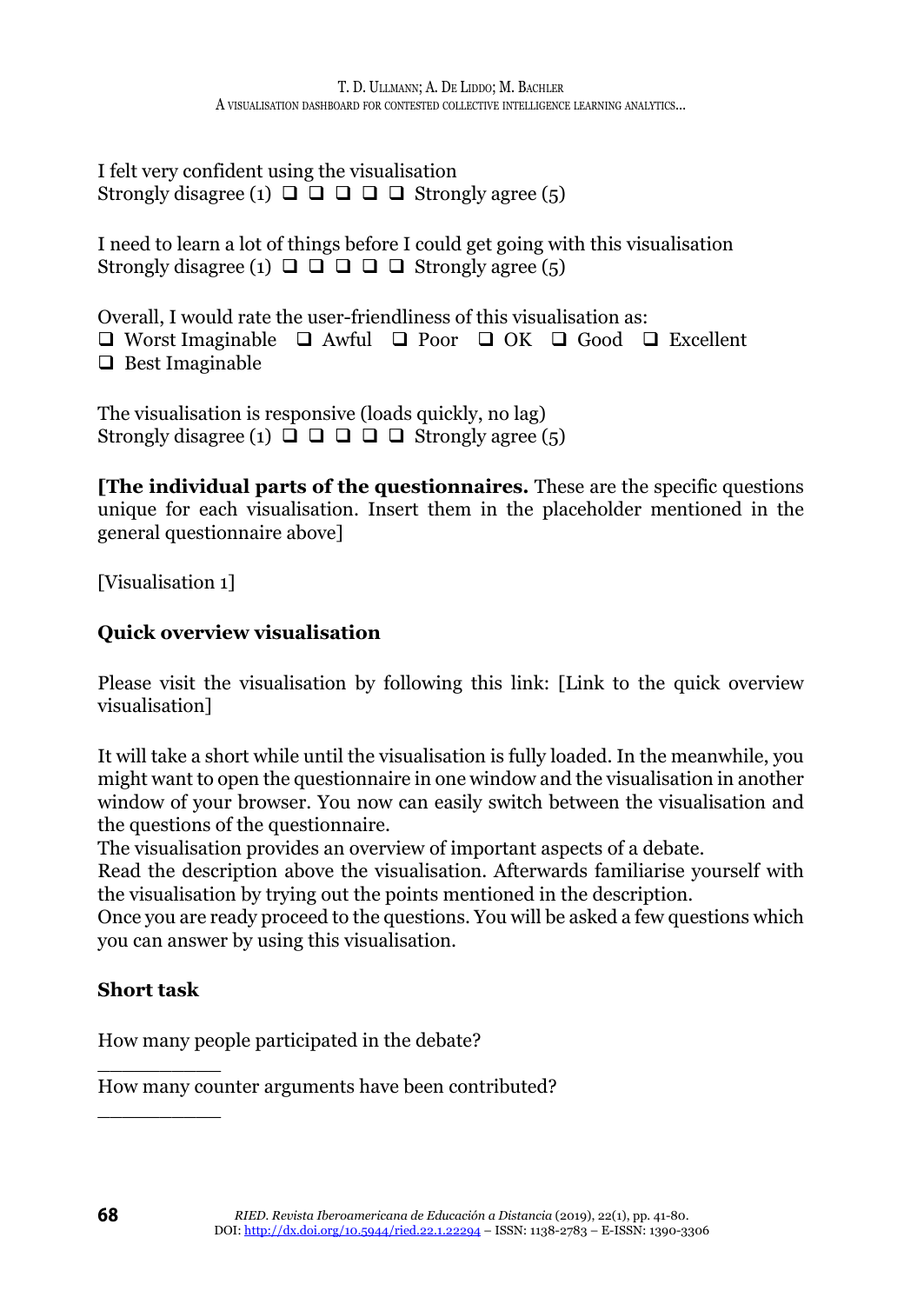I felt very confident using the visualisation
Strongly disagree (1) ❑ ❑ ❑ ❑ ❑ Strongly agree (5)

I need to learn a lot of things before I could get going with this visualisation
Strongly disagree (1) ❑ ❑ ❑ ❑ ❑ Strongly agree (5)

Overall, I would rate the user-friendliness of this visualisation as:
❑ Worst Imaginable ❑ Awful ❑ Poor ❑ OK ❑ Good ❑ Excellent
❑ Best Imaginable

The visualisation is responsive (loads quickly, no lag)
Strongly disagree (1) ❑ ❑ ❑ ❑ ❑ Strongly agree (5)

**[The individual parts of the questionnaires.** These are the specific questions unique for each visualisation. Insert them in the placeholder mentioned in the general questionnaire above]

[Visualisation 1]

**Quick overview visualisation**

Please visit the visualisation by following this link: [Link to the quick overview visualisation]

It will take a short while until the visualisation is fully loaded. In the meanwhile, you might want to open the questionnaire in one window and the visualisation in another window of your browser. You now can easily switch between the visualisation and the questions of the questionnaire.
The visualisation provides an overview of important aspects of a debate.
Read the description above the visualisation. Afterwards familiarise yourself with the visualisation by trying out the points mentioned in the description.
Once you are ready proceed to the questions. You will be asked a few questions which you can answer by using this visualisation.

**Short task**

How many people participated in the debate?

___________

How many counter arguments have been contributed?

___________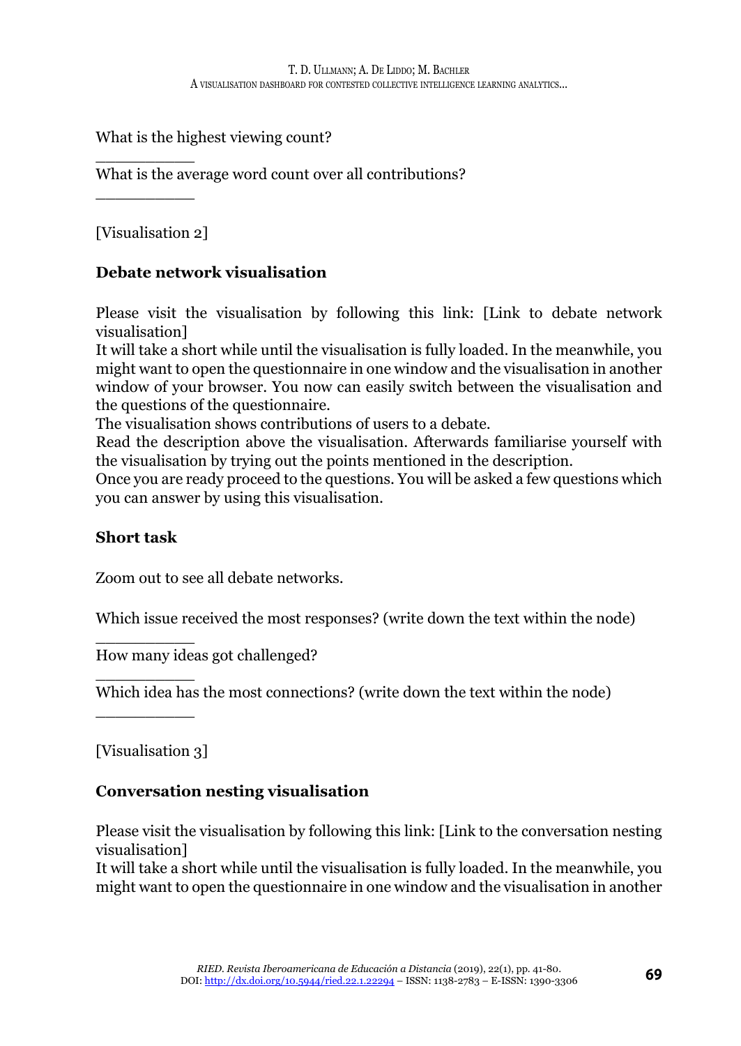What is the highest viewing count?

__________

What is the average word count over all contributions?

__________

[Visualisation 2]

**Debate network visualisation**

Please visit the visualisation by following this link: [Link to debate network visualisation]

It will take a short while until the visualisation is fully loaded. In the meanwhile, you might want to open the questionnaire in one window and the visualisation in another window of your browser. You now can easily switch between the visualisation and the questions of the questionnaire.

The visualisation shows contributions of users to a debate.

Read the description above the visualisation. Afterwards familiarise yourself with the visualisation by trying out the points mentioned in the description.

Once you are ready proceed to the questions. You will be asked a few questions which you can answer by using this visualisation.

**Short task**

Zoom out to see all debate networks.

Which issue received the most responses? (write down the text within the node)

__________

How many ideas got challenged?

__________

Which idea has the most connections? (write down the text within the node)

__________

[Visualisation 3]

**Conversation nesting visualisation**

Please visit the visualisation by following this link: [Link to the conversation nesting visualisation]

It will take a short while until the visualisation is fully loaded. In the meanwhile, you might want to open the questionnaire in one window and the visualisation in another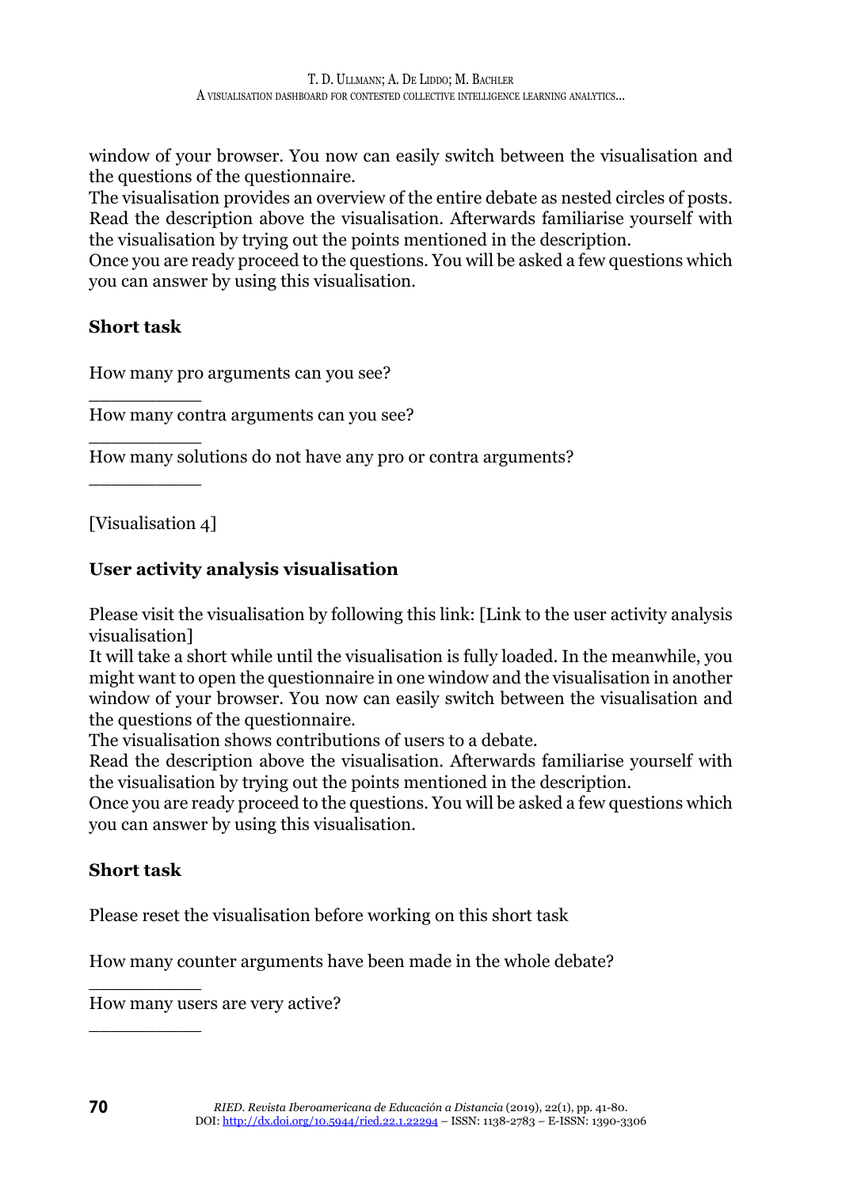window of your browser. You now can easily switch between the visualisation and the questions of the questionnaire.
The visualisation provides an overview of the entire debate as nested circles of posts. Read the description above the visualisation. Afterwards familiarise yourself with the visualisation by trying out the points mentioned in the description.
Once you are ready proceed to the questions. You will be asked a few questions which you can answer by using this visualisation.

**Short task**

How many pro arguments can you see?

__________

How many contra arguments can you see?

__________

How many solutions do not have any pro or contra arguments?

__________

[Visualisation 4]

**User activity analysis visualisation**

Please visit the visualisation by following this link: [Link to the user activity analysis visualisation]
It will take a short while until the visualisation is fully loaded. In the meanwhile, you might want to open the questionnaire in one window and the visualisation in another window of your browser. You now can easily switch between the visualisation and the questions of the questionnaire.
The visualisation shows contributions of users to a debate.
Read the description above the visualisation. Afterwards familiarise yourself with the visualisation by trying out the points mentioned in the description.
Once you are ready proceed to the questions. You will be asked a few questions which you can answer by using this visualisation.

**Short task**

Please reset the visualisation before working on this short task

How many counter arguments have been made in the whole debate?

__________

How many users are very active?

__________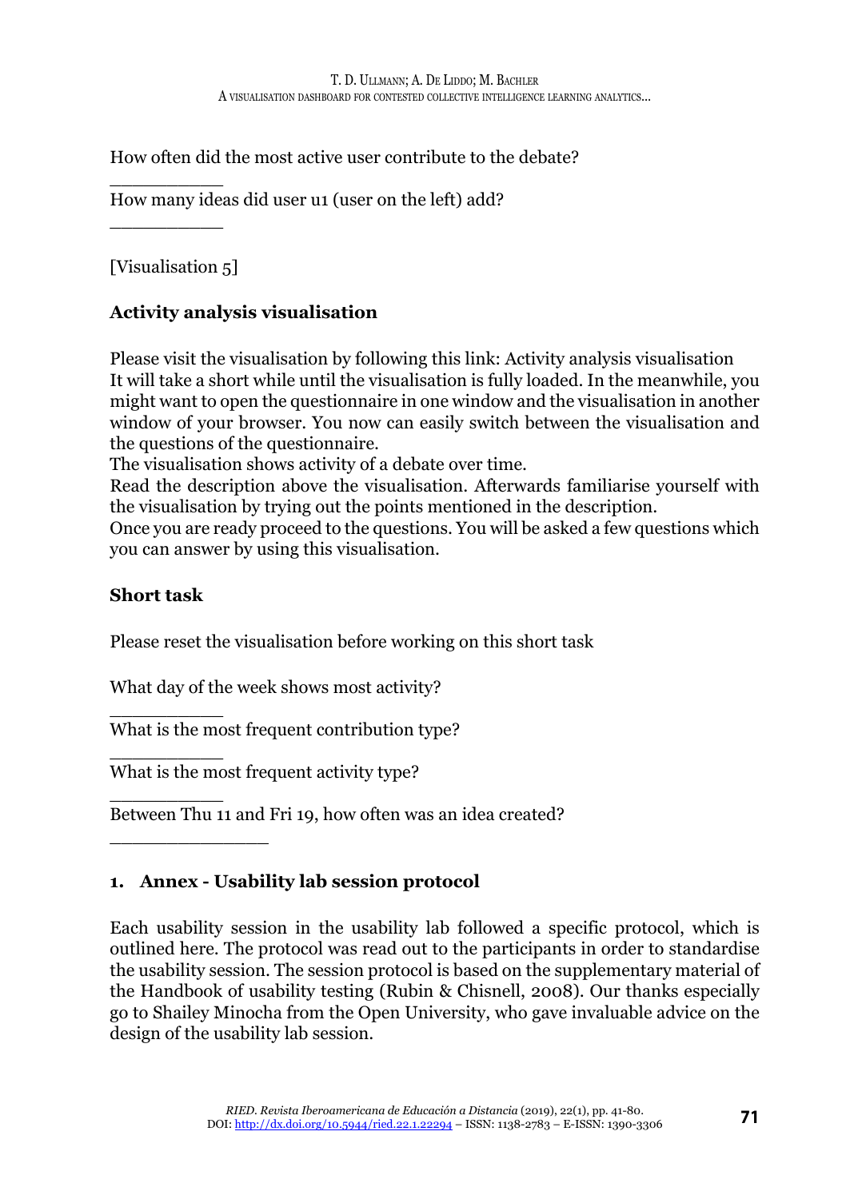How often did the most active user contribute to the debate?

__________

How many ideas did user u1 (user on the left) add?

__________

[Visualisation 5]

**Activity analysis visualisation**

Please visit the visualisation by following this link: Activity analysis visualisation
It will take a short while until the visualisation is fully loaded. In the meanwhile, you might want to open the questionnaire in one window and the visualisation in another window of your browser. You now can easily switch between the visualisation and the questions of the questionnaire.
The visualisation shows activity of a debate over time.
Read the description above the visualisation. Afterwards familiarise yourself with the visualisation by trying out the points mentioned in the description.
Once you are ready proceed to the questions. You will be asked a few questions which you can answer by using this visualisation.

**Short task**

Please reset the visualisation before working on this short task

What day of the week shows most activity?

__________

What is the most frequent contribution type?

__________

What is the most frequent activity type?

__________

Between Thu 11 and Fri 19, how often was an idea created?

______________

## 1. Annex - Usability lab session protocol

Each usability session in the usability lab followed a specific protocol, which is outlined here. The protocol was read out to the participants in order to standardise the usability session. The session protocol is based on the supplementary material of the Handbook of usability testing (Rubin & Chisnell, 2008). Our thanks especially go to Shailey Minocha from the Open University, who gave invaluable advice on the design of the usability lab session.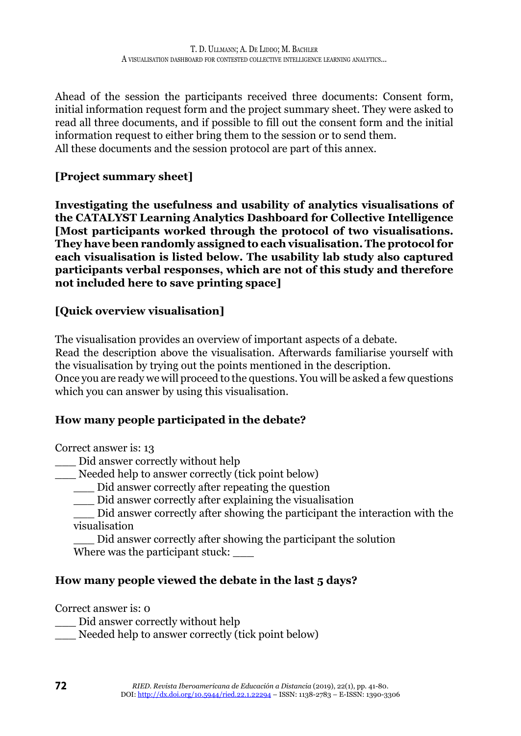Ahead of the session the participants received three documents: Consent form, initial information request form and the project summary sheet. They were asked to read all three documents, and if possible to fill out the consent form and the initial information request to either bring them to the session or to send them.
All these documents and the session protocol are part of this annex.

**[Project summary sheet]**

**Investigating the usefulness and usability of analytics visualisations of the CATALYST Learning Analytics Dashboard for Collective Intelligence [Most participants worked through the protocol of two visualisations. They have been randomly assigned to each visualisation. The protocol for each visualisation is listed below. The usability lab study also captured participants verbal responses, which are not of this study and therefore not included here to save printing space]**

**[Quick overview visualisation]**

The visualisation provides an overview of important aspects of a debate.
Read the description above the visualisation. Afterwards familiarise yourself with the visualisation by trying out the points mentioned in the description.
Once you are ready we will proceed to the questions. You will be asked a few questions which you can answer by using this visualisation.

**How many people participated in the debate?**

Correct answer is: 13
\_\_\_ Did answer correctly without help
\_\_\_ Needed help to answer correctly (tick point below)
  \_\_\_ Did answer correctly after repeating the question
  \_\_\_ Did answer correctly after explaining the visualisation
  \_\_\_ Did answer correctly after showing the participant the interaction with the visualisation
  \_\_\_ Did answer correctly after showing the participant the solution
  Where was the participant stuck: \_\_\_

**How many people viewed the debate in the last 5 days?**

Correct answer is: 0
\_\_\_ Did answer correctly without help
\_\_\_ Needed help to answer correctly (tick point below)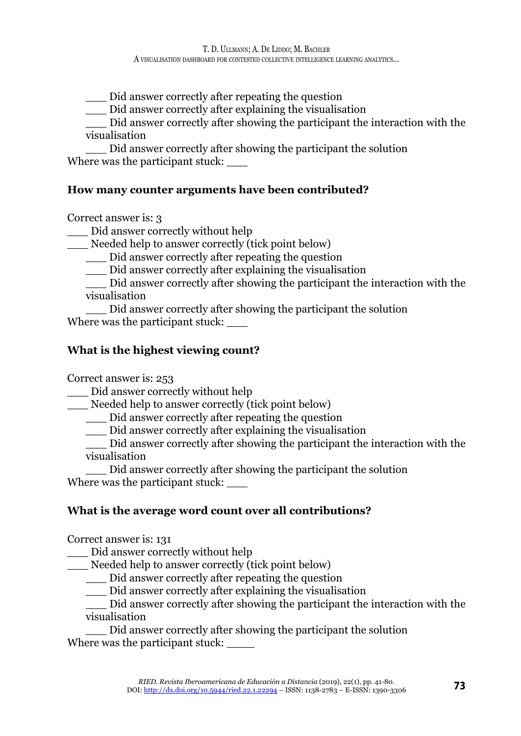\_\_\_ Did answer correctly after repeating the question

\_\_\_ Did answer correctly after explaining the visualisation

\_\_\_ Did answer correctly after showing the participant the interaction with the visualisation

\_\_\_ Did answer correctly after showing the participant the solution

Where was the participant stuck: \_\_\_

**How many counter arguments have been contributed?**

Correct answer is: 3

\_\_\_ Did answer correctly without help

\_\_\_ Needed help to answer correctly (tick point below)

\_\_\_ Did answer correctly after repeating the question

\_\_\_ Did answer correctly after explaining the visualisation

\_\_\_ Did answer correctly after showing the participant the interaction with the visualisation

\_\_\_ Did answer correctly after showing the participant the solution

Where was the participant stuck: \_\_\_

**What is the highest viewing count?**

Correct answer is: 253

\_\_\_ Did answer correctly without help

\_\_\_ Needed help to answer correctly (tick point below)

\_\_\_ Did answer correctly after repeating the question

\_\_\_ Did answer correctly after explaining the visualisation

\_\_\_ Did answer correctly after showing the participant the interaction with the visualisation

\_\_\_ Did answer correctly after showing the participant the solution

Where was the participant stuck: \_\_\_

**What is the average word count over all contributions?**

Correct answer is: 131

\_\_\_ Did answer correctly without help

\_\_\_ Needed help to answer correctly (tick point below)

\_\_\_ Did answer correctly after repeating the question

\_\_\_ Did answer correctly after explaining the visualisation

\_\_\_ Did answer correctly after showing the participant the interaction with the visualisation

\_\_\_ Did answer correctly after showing the participant the solution

Where was the participant stuck: \_\_\_\_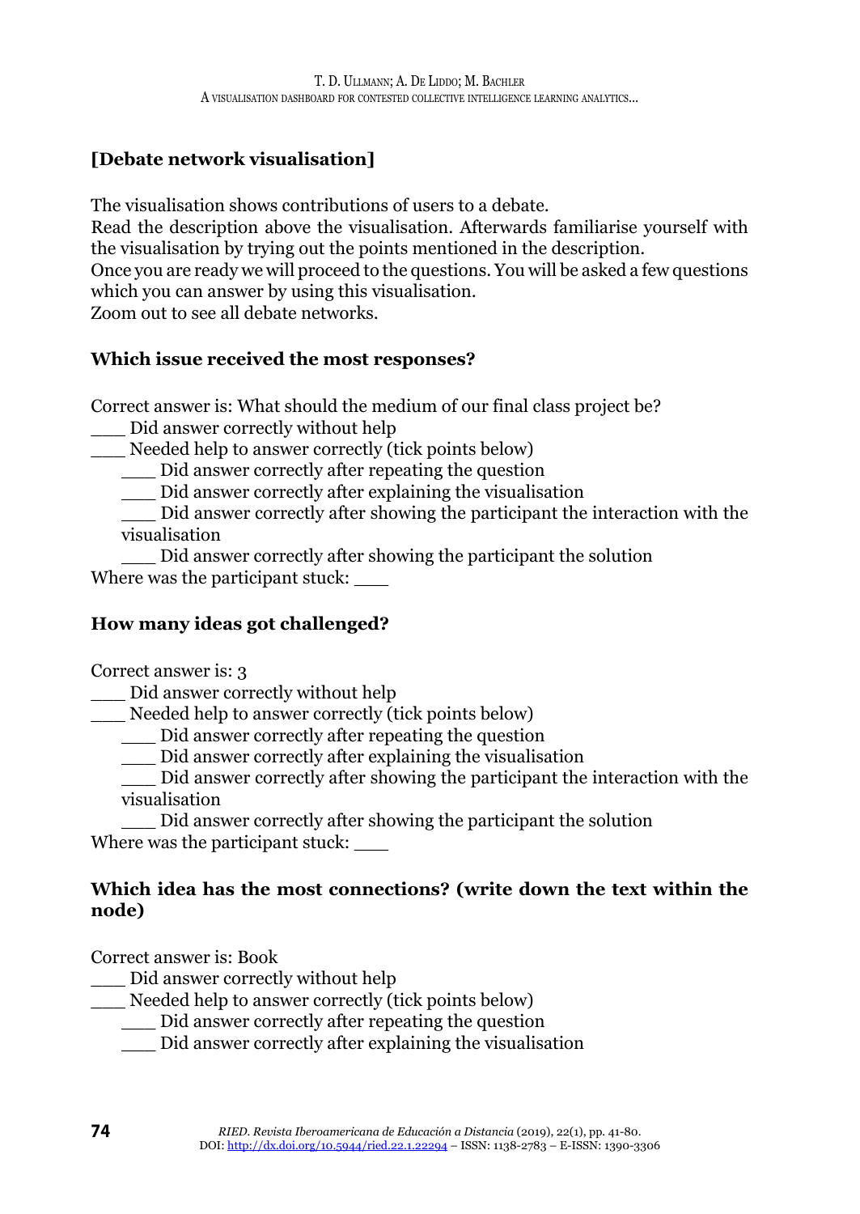**[Debate network visualisation]**

The visualisation shows contributions of users to a debate.
Read the description above the visualisation. Afterwards familiarise yourself with the visualisation by trying out the points mentioned in the description.
Once you are ready we will proceed to the questions. You will be asked a few questions which you can answer by using this visualisation.
Zoom out to see all debate networks.

**Which issue received the most responses?**

Correct answer is: What should the medium of our final class project be?
___ Did answer correctly without help
___ Needed help to answer correctly (tick points below)
  ___ Did answer correctly after repeating the question
  ___ Did answer correctly after explaining the visualisation
  ___ Did answer correctly after showing the participant the interaction with the visualisation
  ___ Did answer correctly after showing the participant the solution
Where was the participant stuck: ___

**How many ideas got challenged?**

Correct answer is: 3
___ Did answer correctly without help
___ Needed help to answer correctly (tick points below)
  ___ Did answer correctly after repeating the question
  ___ Did answer correctly after explaining the visualisation
  ___ Did answer correctly after showing the participant the interaction with the visualisation
  ___ Did answer correctly after showing the participant the solution
Where was the participant stuck: ___

**Which idea has the most connections? (write down the text within the node)**

Correct answer is: Book
___ Did answer correctly without help
___ Needed help to answer correctly (tick points below)
  ___ Did answer correctly after repeating the question
  ___ Did answer correctly after explaining the visualisation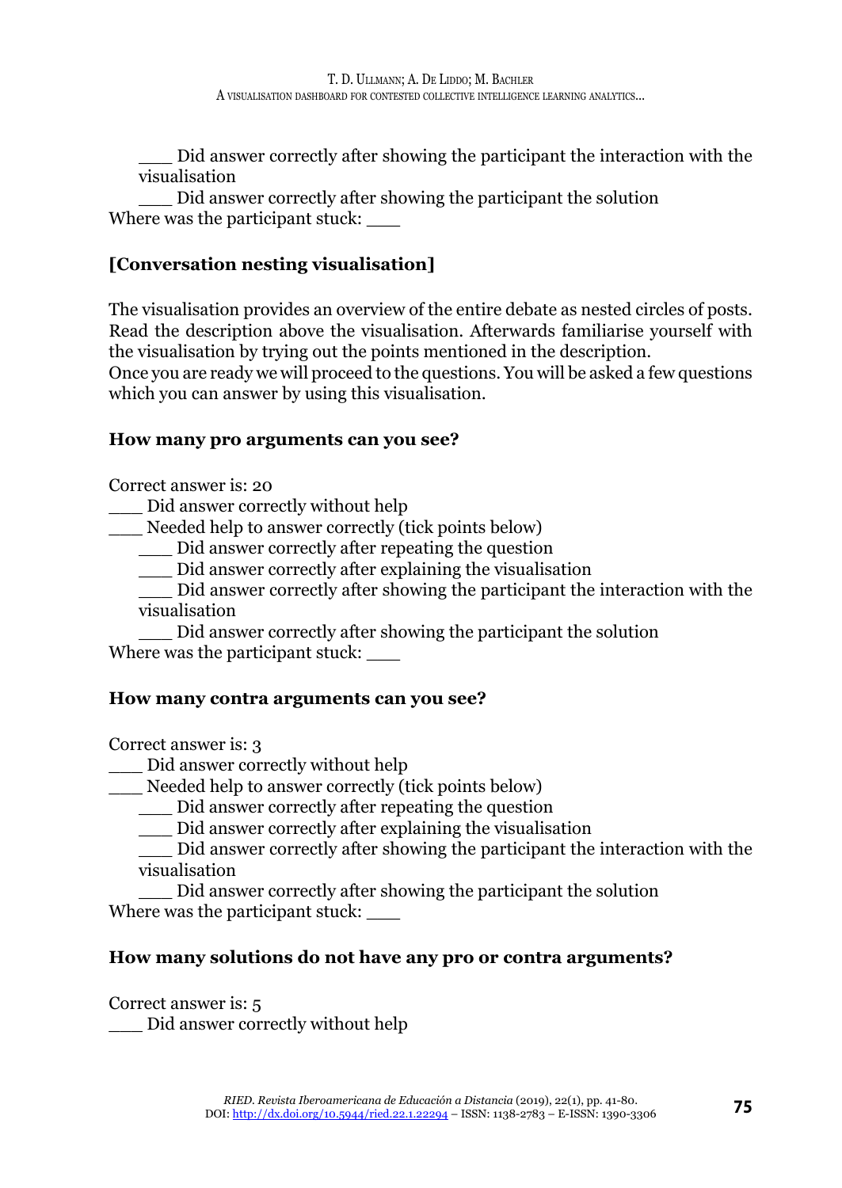___ Did answer correctly after showing the participant the interaction with the visualisation

___ Did answer correctly after showing the participant the solution

Where was the participant stuck: ___

**[Conversation nesting visualisation]**

The visualisation provides an overview of the entire debate as nested circles of posts. Read the description above the visualisation. Afterwards familiarise yourself with the visualisation by trying out the points mentioned in the description.
Once you are ready we will proceed to the questions. You will be asked a few questions which you can answer by using this visualisation.

**How many pro arguments can you see?**

Correct answer is: 20

___ Did answer correctly without help

___ Needed help to answer correctly (tick points below)

___ Did answer correctly after repeating the question

___ Did answer correctly after explaining the visualisation

___ Did answer correctly after showing the participant the interaction with the visualisation

___ Did answer correctly after showing the participant the solution

Where was the participant stuck: ___

**How many contra arguments can you see?**

Correct answer is: 3

___ Did answer correctly without help

___ Needed help to answer correctly (tick points below)

___ Did answer correctly after repeating the question

___ Did answer correctly after explaining the visualisation

___ Did answer correctly after showing the participant the interaction with the visualisation

___ Did answer correctly after showing the participant the solution

Where was the participant stuck: ___

**How many solutions do not have any pro or contra arguments?**

Correct answer is: 5

___ Did answer correctly without help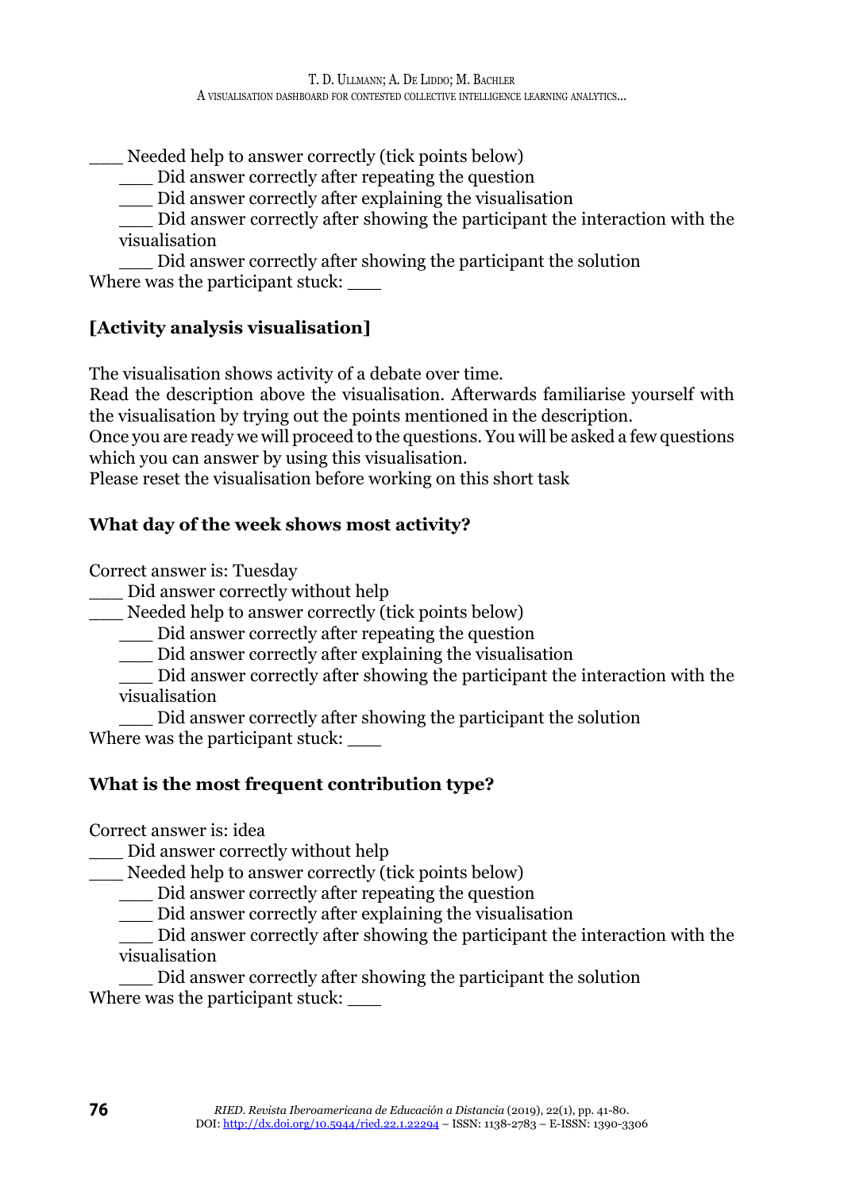___ Needed help to answer correctly (tick points below)

  ___ Did answer correctly after repeating the question

  ___ Did answer correctly after explaining the visualisation

  ___ Did answer correctly after showing the participant the interaction with the visualisation

  ___ Did answer correctly after showing the participant the solution

Where was the participant stuck: ___

**[Activity analysis visualisation]**

The visualisation shows activity of a debate over time.
Read the description above the visualisation. Afterwards familiarise yourself with the visualisation by trying out the points mentioned in the description.
Once you are ready we will proceed to the questions. You will be asked a few questions which you can answer by using this visualisation.
Please reset the visualisation before working on this short task

**What day of the week shows most activity?**

Correct answer is: Tuesday

___ Did answer correctly without help

___ Needed help to answer correctly (tick points below)

  ___ Did answer correctly after repeating the question

  ___ Did answer correctly after explaining the visualisation

  ___ Did answer correctly after showing the participant the interaction with the visualisation

  ___ Did answer correctly after showing the participant the solution

Where was the participant stuck: ___

**What is the most frequent contribution type?**

Correct answer is: idea

___ Did answer correctly without help

___ Needed help to answer correctly (tick points below)

  ___ Did answer correctly after repeating the question

  ___ Did answer correctly after explaining the visualisation

  ___ Did answer correctly after showing the participant the interaction with the visualisation

  ___ Did answer correctly after showing the participant the solution

Where was the participant stuck: ___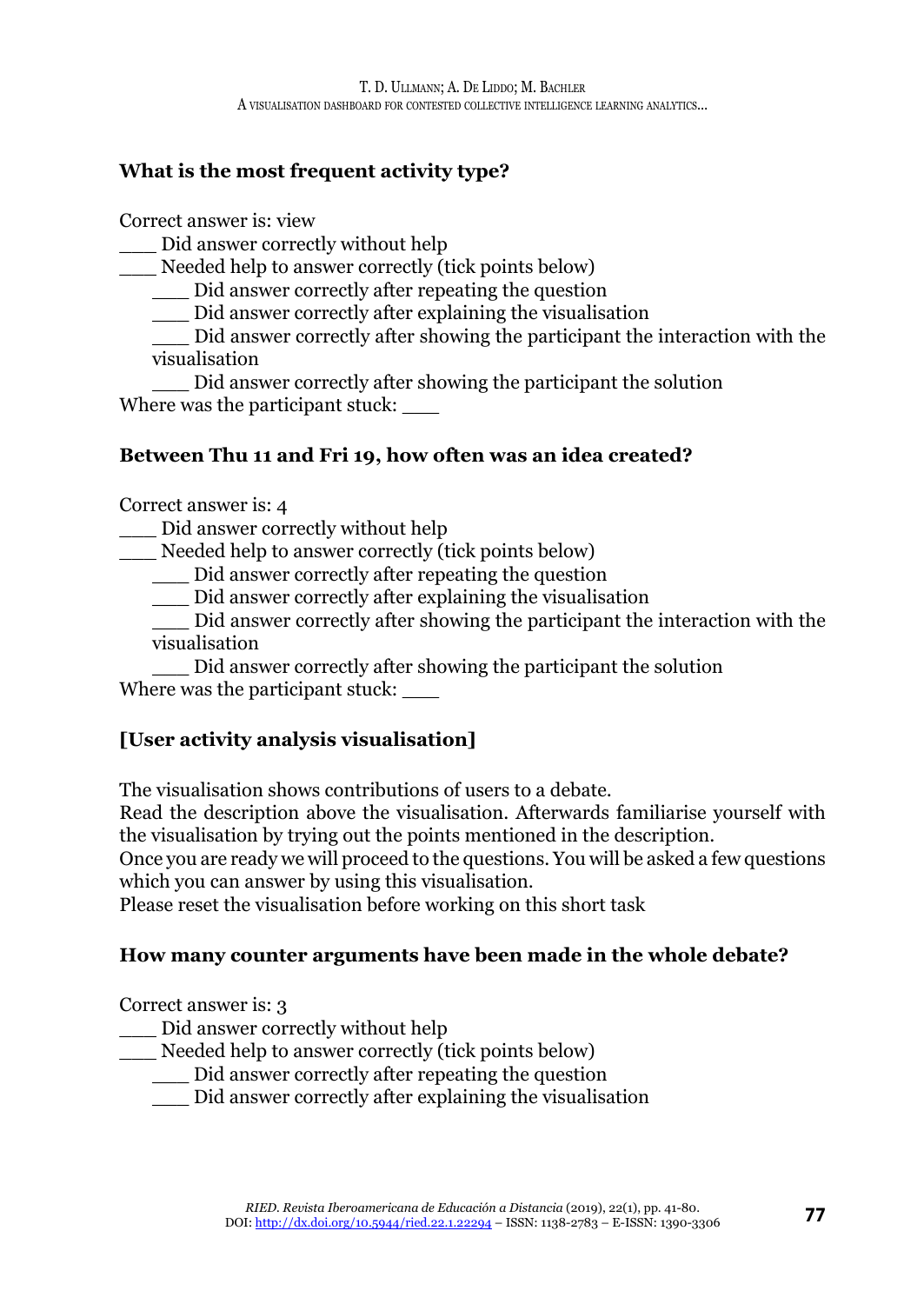**What is the most frequent activity type?**

Correct answer is: view

___ Did answer correctly without help

___ Needed help to answer correctly (tick points below)

  ___ Did answer correctly after repeating the question

  ___ Did answer correctly after explaining the visualisation

  ___ Did answer correctly after showing the participant the interaction with the visualisation

  ___ Did answer correctly after showing the participant the solution

Where was the participant stuck: ___

**Between Thu 11 and Fri 19, how often was an idea created?**

Correct answer is: 4

___ Did answer correctly without help

___ Needed help to answer correctly (tick points below)

  ___ Did answer correctly after repeating the question

  ___ Did answer correctly after explaining the visualisation

  ___ Did answer correctly after showing the participant the interaction with the visualisation

  ___ Did answer correctly after showing the participant the solution

Where was the participant stuck: ___

**[User activity analysis visualisation]**

The visualisation shows contributions of users to a debate.

Read the description above the visualisation. Afterwards familiarise yourself with the visualisation by trying out the points mentioned in the description.

Once you are ready we will proceed to the questions. You will be asked a few questions which you can answer by using this visualisation.

Please reset the visualisation before working on this short task

**How many counter arguments have been made in the whole debate?**

Correct answer is: 3

___ Did answer correctly without help

___ Needed help to answer correctly (tick points below)

  ___ Did answer correctly after repeating the question

  ___ Did answer correctly after explaining the visualisation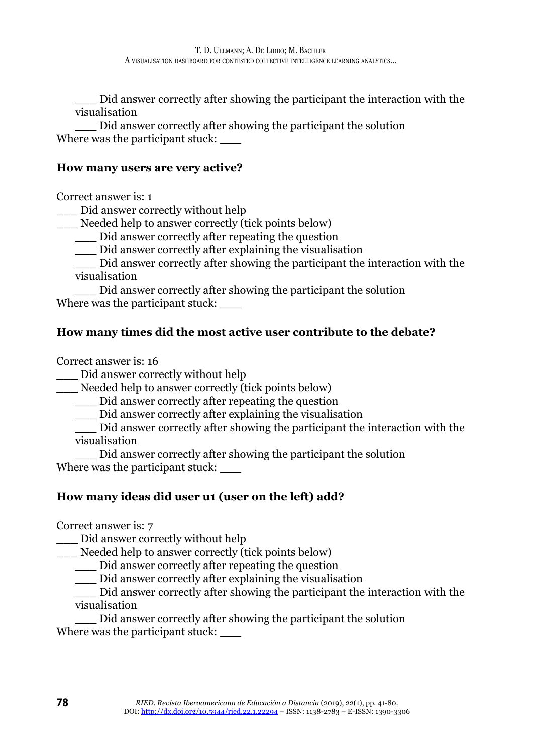___ Did answer correctly after showing the participant the interaction with the visualisation

___ Did answer correctly after showing the participant the solution

Where was the participant stuck: ___

**How many users are very active?**

Correct answer is: 1

___ Did answer correctly without help

___ Needed help to answer correctly (tick points below)

___ Did answer correctly after repeating the question

___ Did answer correctly after explaining the visualisation

___ Did answer correctly after showing the participant the interaction with the visualisation

___ Did answer correctly after showing the participant the solution

Where was the participant stuck: ___

**How many times did the most active user contribute to the debate?**

Correct answer is: 16

___ Did answer correctly without help

___ Needed help to answer correctly (tick points below)

___ Did answer correctly after repeating the question

___ Did answer correctly after explaining the visualisation

___ Did answer correctly after showing the participant the interaction with the visualisation

___ Did answer correctly after showing the participant the solution

Where was the participant stuck: ___

**How many ideas did user u1 (user on the left) add?**

Correct answer is: 7

___ Did answer correctly without help

___ Needed help to answer correctly (tick points below)

___ Did answer correctly after repeating the question

___ Did answer correctly after explaining the visualisation

___ Did answer correctly after showing the participant the interaction with the visualisation

___ Did answer correctly after showing the participant the solution

Where was the participant stuck: ___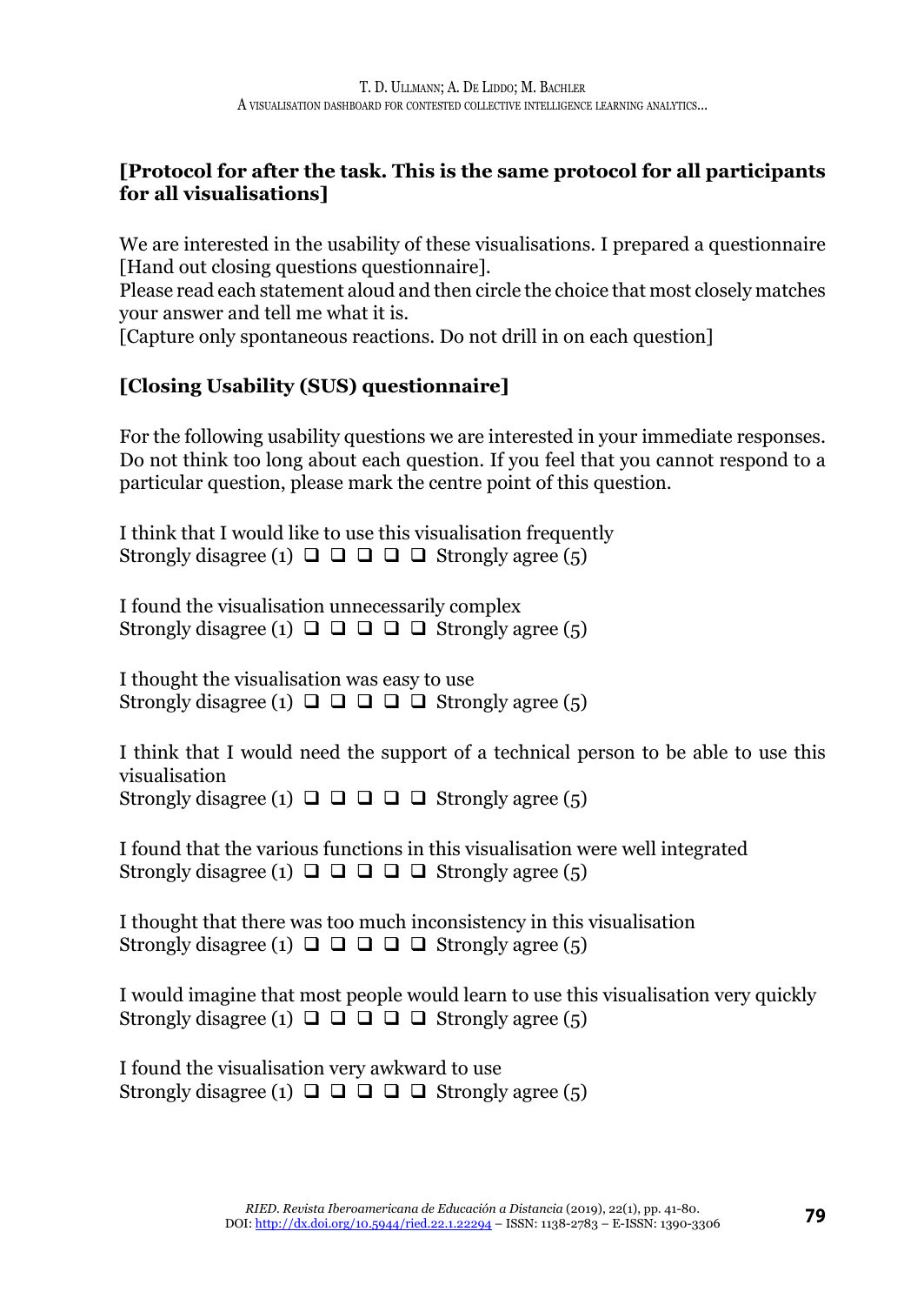**[Protocol for after the task. This is the same protocol for all participants for all visualisations]**

We are interested in the usability of these visualisations. I prepared a questionnaire [Hand out closing questions questionnaire].
Please read each statement aloud and then circle the choice that most closely matches your answer and tell me what it is.
[Capture only spontaneous reactions. Do not drill in on each question]

**[Closing Usability (SUS) questionnaire]**

For the following usability questions we are interested in your immediate responses. Do not think too long about each question. If you feel that you cannot respond to a particular question, please mark the centre point of this question.

I think that I would like to use this visualisation frequently
Strongly disagree (1) ❑ ❑ ❑ ❑ ❑ Strongly agree (5)

I found the visualisation unnecessarily complex
Strongly disagree (1) ❑ ❑ ❑ ❑ ❑ Strongly agree (5)

I thought the visualisation was easy to use
Strongly disagree (1) ❑ ❑ ❑ ❑ ❑ Strongly agree (5)

I think that I would need the support of a technical person to be able to use this visualisation
Strongly disagree (1) ❑ ❑ ❑ ❑ ❑ Strongly agree (5)

I found that the various functions in this visualisation were well integrated
Strongly disagree (1) ❑ ❑ ❑ ❑ ❑ Strongly agree (5)

I thought that there was too much inconsistency in this visualisation
Strongly disagree (1) ❑ ❑ ❑ ❑ ❑ Strongly agree (5)

I would imagine that most people would learn to use this visualisation very quickly
Strongly disagree (1) ❑ ❑ ❑ ❑ ❑ Strongly agree (5)

I found the visualisation very awkward to use
Strongly disagree (1) ❑ ❑ ❑ ❑ ❑ Strongly agree (5)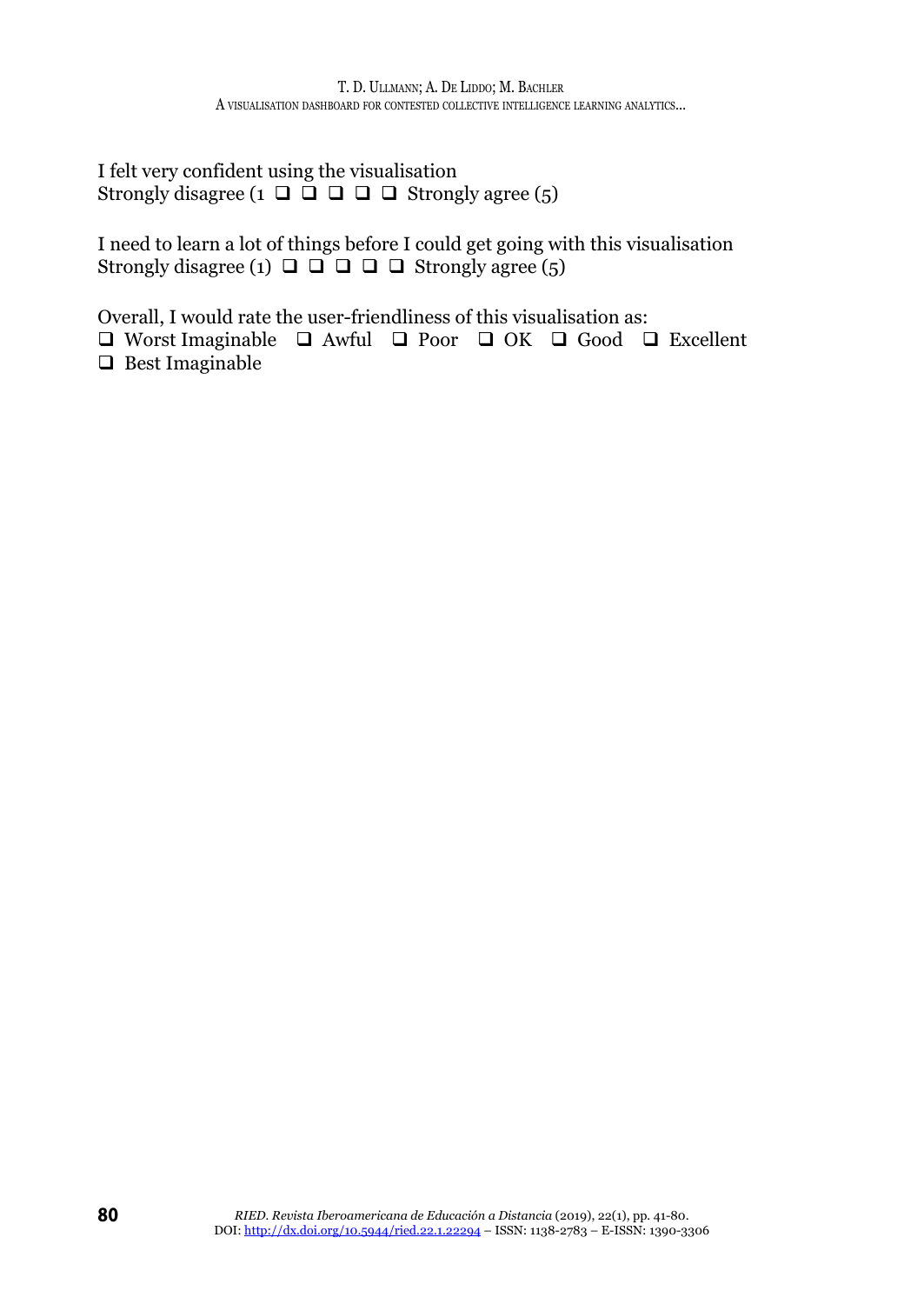I felt very confident using the visualisation
Strongly disagree (1 ❑ ❑ ❑ ❑ ❑ Strongly agree (5)

I need to learn a lot of things before I could get going with this visualisation
Strongly disagree (1) ❑ ❑ ❑ ❑ ❑ Strongly agree (5)

Overall, I would rate the user-friendliness of this visualisation as:
❑ Worst Imaginable ❑ Awful ❑ Poor ❑ OK ❑ Good ❑ Excellent
❑ Best Imaginable